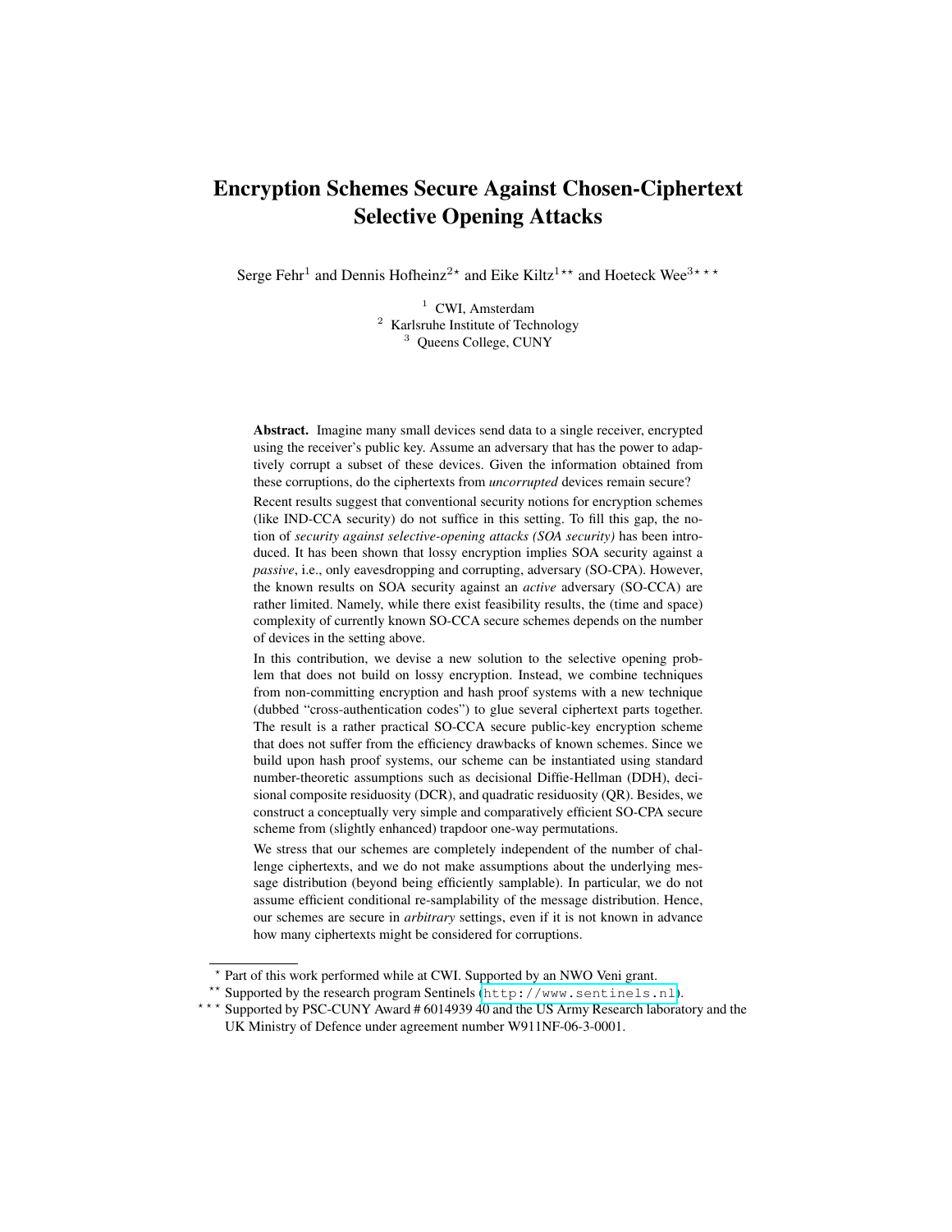# Encryption Schemes Secure Against Chosen-Ciphertext Selective Opening Attacks

Serge Fehr[1] and Dennis Hofheinz[2⋆] and Eike Kiltz[1⋆⋆] and Hoeteck Wee[3⋆⋆⋆]

[1] CWI, Amsterdam
[2] Karlsruhe Institute of Technology
[3] Queens College, CUNY

**Abstract.** Imagine many small devices send data to a single receiver, encrypted using the receiver's public key. Assume an adversary that has the power to adaptively corrupt a subset of these devices. Given the information obtained from these corruptions, do the ciphertexts from *uncorrupted* devices remain secure?

Recent results suggest that conventional security notions for encryption schemes (like IND-CCA security) do not suffice in this setting. To fill this gap, the notion of *security against selective-opening attacks (SOA security)* has been introduced. It has been shown that lossy encryption implies SOA security against a *passive*, i.e., only eavesdropping and corrupting, adversary (SO-CPA). However, the known results on SOA security against an *active* adversary (SO-CCA) are rather limited. Namely, while there exist feasibility results, the (time and space) complexity of currently known SO-CCA secure schemes depends on the number of devices in the setting above.

In this contribution, we devise a new solution to the selective opening problem that does not build on lossy encryption. Instead, we combine techniques from non-committing encryption and hash proof systems with a new technique (dubbed "cross-authentication codes") to glue several ciphertext parts together. The result is a rather practical SO-CCA secure public-key encryption scheme that does not suffer from the efficiency drawbacks of known schemes. Since we build upon hash proof systems, our scheme can be instantiated using standard number-theoretic assumptions such as decisional Diffie-Hellman (DDH), decisional composite residuosity (DCR), and quadratic residuosity (QR). Besides, we construct a conceptually very simple and comparatively efficient SO-CPA secure scheme from (slightly enhanced) trapdoor one-way permutations.

We stress that our schemes are completely independent of the number of challenge ciphertexts, and we do not make assumptions about the underlying message distribution (beyond being efficiently samplable). In particular, we do not assume efficient conditional re-samplability of the message distribution. Hence, our schemes are secure in *arbitrary* settings, even if it is not known in advance how many ciphertexts might be considered for corruptions.

---

⋆ Part of this work performed while at CWI. Supported by an NWO Veni grant.

⋆⋆ Supported by the research program Sentinels (http://www.sentinels.nl).

⋆⋆⋆ Supported by PSC-CUNY Award # 6014939 40 and the US Army Research laboratory and the UK Ministry of Defence under agreement number W911NF-06-3-0001.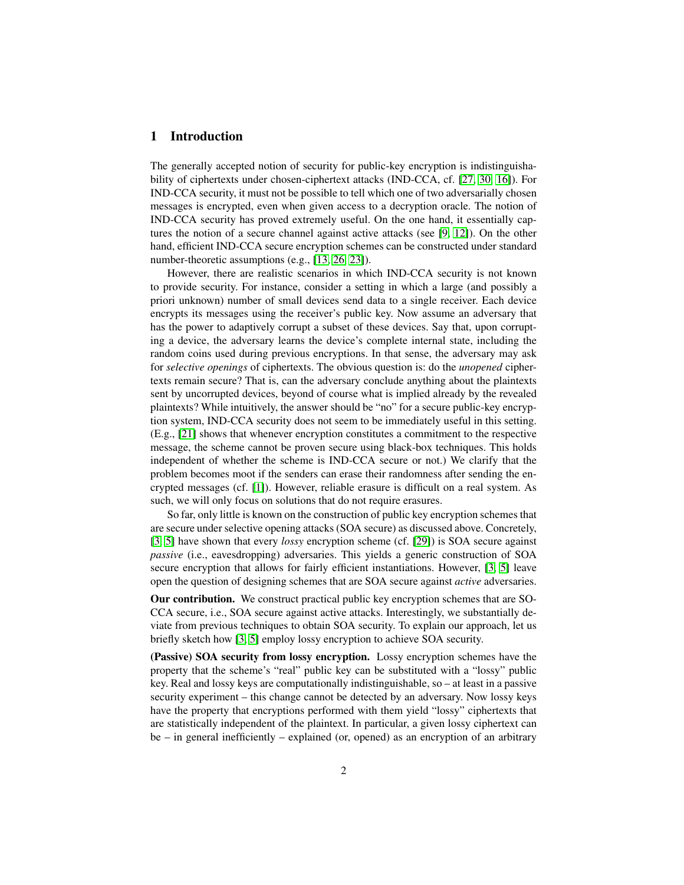## 1 Introduction

The generally accepted notion of security for public-key encryption is indistinguishability of ciphertexts under chosen-ciphertext attacks (IND-CCA, cf. [27, 30, 16]). For IND-CCA security, it must not be possible to tell which one of two adversarially chosen messages is encrypted, even when given access to a decryption oracle. The notion of IND-CCA security has proved extremely useful. On the one hand, it essentially captures the notion of a secure channel against active attacks (see [9, 12]). On the other hand, efficient IND-CCA secure encryption schemes can be constructed under standard number-theoretic assumptions (e.g., [13, 26, 23]).

However, there are realistic scenarios in which IND-CCA security is not known to provide security. For instance, consider a setting in which a large (and possibly a priori unknown) number of small devices send data to a single receiver. Each device encrypts its messages using the receiver's public key. Now assume an adversary that has the power to adaptively corrupt a subset of these devices. Say that, upon corrupting a device, the adversary learns the device's complete internal state, including the random coins used during previous encryptions. In that sense, the adversary may ask for *selective openings* of ciphertexts. The obvious question is: do the *unopened* ciphertexts remain secure? That is, can the adversary conclude anything about the plaintexts sent by uncorrupted devices, beyond of course what is implied already by the revealed plaintexts? While intuitively, the answer should be "no" for a secure public-key encryption system, IND-CCA security does not seem to be immediately useful in this setting. (E.g., [21] shows that whenever encryption constitutes a commitment to the respective message, the scheme cannot be proven secure using black-box techniques. This holds independent of whether the scheme is IND-CCA secure or not.) We clarify that the problem becomes moot if the senders can erase their randomness after sending the encrypted messages (cf. [1]). However, reliable erasure is difficult on a real system. As such, we will only focus on solutions that do not require erasures.

So far, only little is known on the construction of public key encryption schemes that are secure under selective opening attacks (SOA secure) as discussed above. Concretely, [3, 5] have shown that every *lossy* encryption scheme (cf. [29]) is SOA secure against *passive* (i.e., eavesdropping) adversaries. This yields a generic construction of SOA secure encryption that allows for fairly efficient instantiations. However, [3, 5] leave open the question of designing schemes that are SOA secure against *active* adversaries.

**Our contribution.** We construct practical public key encryption schemes that are SO-CCA secure, i.e., SOA secure against active attacks. Interestingly, we substantially deviate from previous techniques to obtain SOA security. To explain our approach, let us briefly sketch how [3, 5] employ lossy encryption to achieve SOA security.

**(Passive) SOA security from lossy encryption.** Lossy encryption schemes have the property that the scheme's "real" public key can be substituted with a "lossy" public key. Real and lossy keys are computationally indistinguishable, so – at least in a passive security experiment – this change cannot be detected by an adversary. Now lossy keys have the property that encryptions performed with them yield "lossy" ciphertexts that are statistically independent of the plaintext. In particular, a given lossy ciphertext can be – in general inefficiently – explained (or, opened) as an encryption of an arbitrary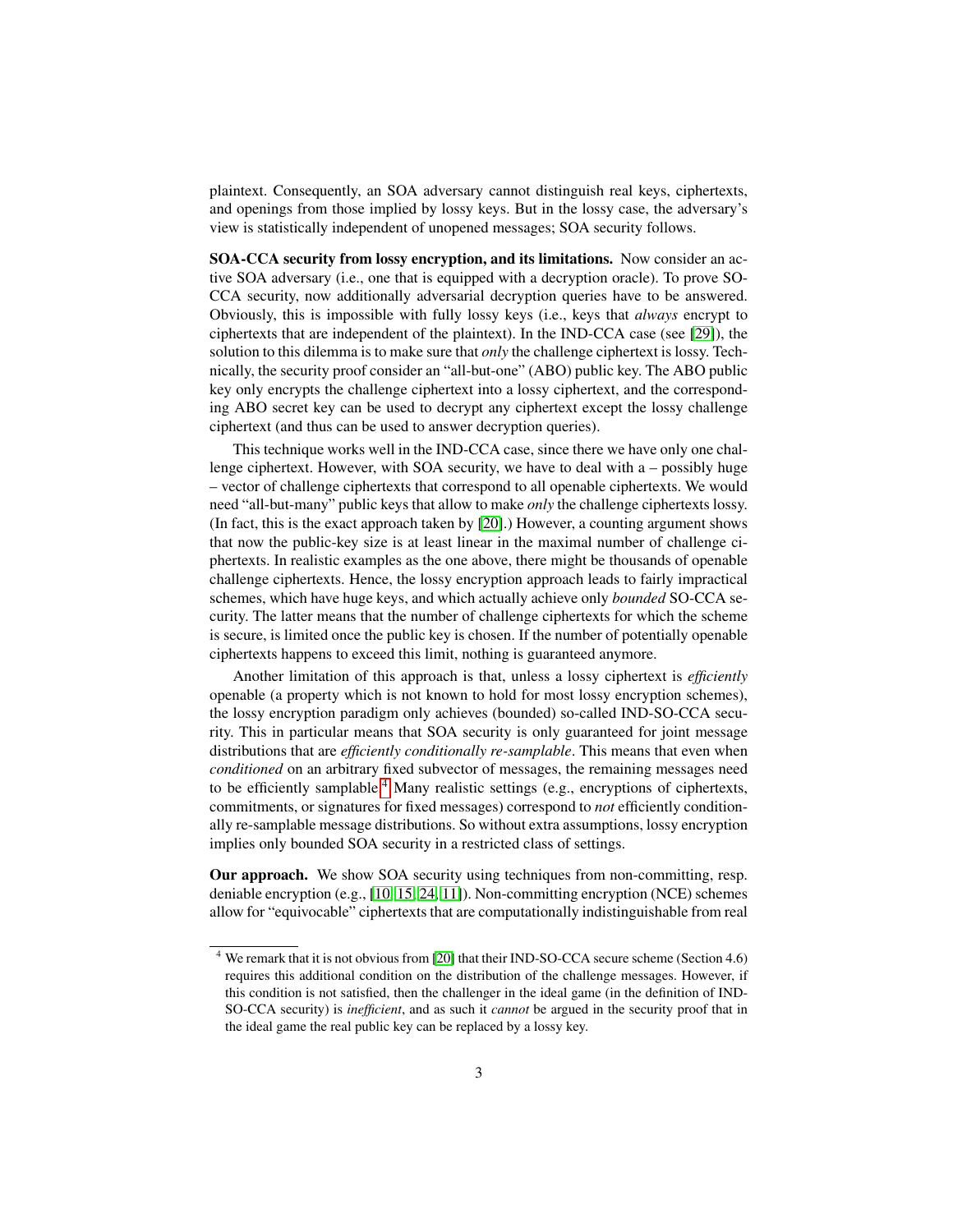plaintext. Consequently, an SOA adversary cannot distinguish real keys, ciphertexts, and openings from those implied by lossy keys. But in the lossy case, the adversary's view is statistically independent of unopened messages; SOA security follows.

**SOA-CCA security from lossy encryption, and its limitations.** Now consider an active SOA adversary (i.e., one that is equipped with a decryption oracle). To prove SO-CCA security, now additionally adversarial decryption queries have to be answered. Obviously, this is impossible with fully lossy keys (i.e., keys that *always* encrypt to ciphertexts that are independent of the plaintext). In the IND-CCA case (see [29]), the solution to this dilemma is to make sure that *only* the challenge ciphertext is lossy. Technically, the security proof consider an "all-but-one" (ABO) public key. The ABO public key only encrypts the challenge ciphertext into a lossy ciphertext, and the corresponding ABO secret key can be used to decrypt any ciphertext except the lossy challenge ciphertext (and thus can be used to answer decryption queries).

This technique works well in the IND-CCA case, since there we have only one challenge ciphertext. However, with SOA security, we have to deal with a – possibly huge – vector of challenge ciphertexts that correspond to all openable ciphertexts. We would need "all-but-many" public keys that allow to make *only* the challenge ciphertexts lossy. (In fact, this is the exact approach taken by [20].) However, a counting argument shows that now the public-key size is at least linear in the maximal number of challenge ciphertexts. In realistic examples as the one above, there might be thousands of openable challenge ciphertexts. Hence, the lossy encryption approach leads to fairly impractical schemes, which have huge keys, and which actually achieve only *bounded* SO-CCA security. The latter means that the number of challenge ciphertexts for which the scheme is secure, is limited once the public key is chosen. If the number of potentially openable ciphertexts happens to exceed this limit, nothing is guaranteed anymore.

Another limitation of this approach is that, unless a lossy ciphertext is *efficiently* openable (a property which is not known to hold for most lossy encryption schemes), the lossy encryption paradigm only achieves (bounded) so-called IND-SO-CCA security. This in particular means that SOA security is only guaranteed for joint message distributions that are *efficiently conditionally re-samplable*. This means that even when *conditioned* on an arbitrary fixed subvector of messages, the remaining messages need to be efficiently samplable.[4] Many realistic settings (e.g., encryptions of ciphertexts, commitments, or signatures for fixed messages) correspond to *not* efficiently conditionally re-samplable message distributions. So without extra assumptions, lossy encryption implies only bounded SOA security in a restricted class of settings.

**Our approach.** We show SOA security using techniques from non-committing, resp. deniable encryption (e.g., [10, 15, 24, 11]). Non-committing encryption (NCE) schemes allow for "equivocable" ciphertexts that are computationally indistinguishable from real

---

[4] We remark that it is not obvious from [20] that their IND-SO-CCA secure scheme (Section 4.6) requires this additional condition on the distribution of the challenge messages. However, if this condition is not satisfied, then the challenger in the ideal game (in the definition of IND-SO-CCA security) is *inefficient*, and as such it *cannot* be argued in the security proof that in the ideal game the real public key can be replaced by a lossy key.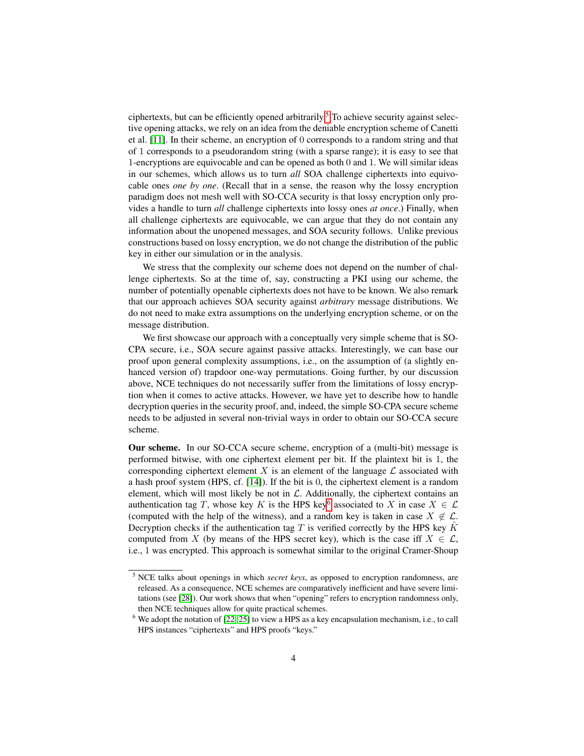ciphertexts, but can be efficiently opened arbitrarily.[5] To achieve security against selective opening attacks, we rely on an idea from the deniable encryption scheme of Canetti et al. [11]. In their scheme, an encryption of 0 corresponds to a random string and that of 1 corresponds to a pseudorandom string (with a sparse range); it is easy to see that 1-encryptions are equivocable and can be opened as both 0 and 1. We will similar ideas in our schemes, which allows us to turn *all* SOA challenge ciphertexts into equivocable ones *one by one*. (Recall that in a sense, the reason why the lossy encryption paradigm does not mesh well with SO-CCA security is that lossy encryption only provides a handle to turn *all* challenge ciphertexts into lossy ones *at once*.) Finally, when all challenge ciphertexts are equivocable, we can argue that they do not contain any information about the unopened messages, and SOA security follows. Unlike previous constructions based on lossy encryption, we do not change the distribution of the public key in either our simulation or in the analysis.

We stress that the complexity our scheme does not depend on the number of challenge ciphertexts. So at the time of, say, constructing a PKI using our scheme, the number of potentially openable ciphertexts does not have to be known. We also remark that our approach achieves SOA security against *arbitrary* message distributions. We do not need to make extra assumptions on the underlying encryption scheme, or on the message distribution.

We first showcase our approach with a conceptually very simple scheme that is SO-CPA secure, i.e., SOA secure against passive attacks. Interestingly, we can base our proof upon general complexity assumptions, i.e., on the assumption of (a slightly enhanced version of) trapdoor one-way permutations. Going further, by our discussion above, NCE techniques do not necessarily suffer from the limitations of lossy encryption when it comes to active attacks. However, we have yet to describe how to handle decryption queries in the security proof, and, indeed, the simple SO-CPA secure scheme needs to be adjusted in several non-trivial ways in order to obtain our SO-CCA secure scheme.

**Our scheme.** In our SO-CCA secure scheme, encryption of a (multi-bit) message is performed bitwise, with one ciphertext element per bit. If the plaintext bit is 1, the corresponding ciphertext element $X$ is an element of the language $\mathcal{L}$ associated with a hash proof system (HPS, cf. [14]). If the bit is 0, the ciphertext element is a random element, which will most likely be not in $\mathcal{L}$. Additionally, the ciphertext contains an authentication tag $T$, whose key $K$ is the HPS key[6] associated to $X$ in case $X \in \mathcal{L}$ (computed with the help of the witness), and a random key is taken in case $X \notin \mathcal{L}$. Decryption checks if the authentication tag $T$ is verified correctly by the HPS key $\hat{K}$ computed from $X$ (by means of the HPS secret key), which is the case iff $X \in \mathcal{L}$, i.e., 1 was encrypted. This approach is somewhat similar to the original Cramer-Shoup

[5] NCE talks about openings in which *secret keys*, as opposed to encryption randomness, are released. As a consequence, NCE schemes are comparatively inefficient and have severe limitations (see [28]). Our work shows that when "opening" refers to encryption randomness only, then NCE techniques allow for quite practical schemes.

[6] We adopt the notation of [22, 25] to view a HPS as a key encapsulation mechanism, i.e., to call HPS instances "ciphertexts" and HPS proofs "keys."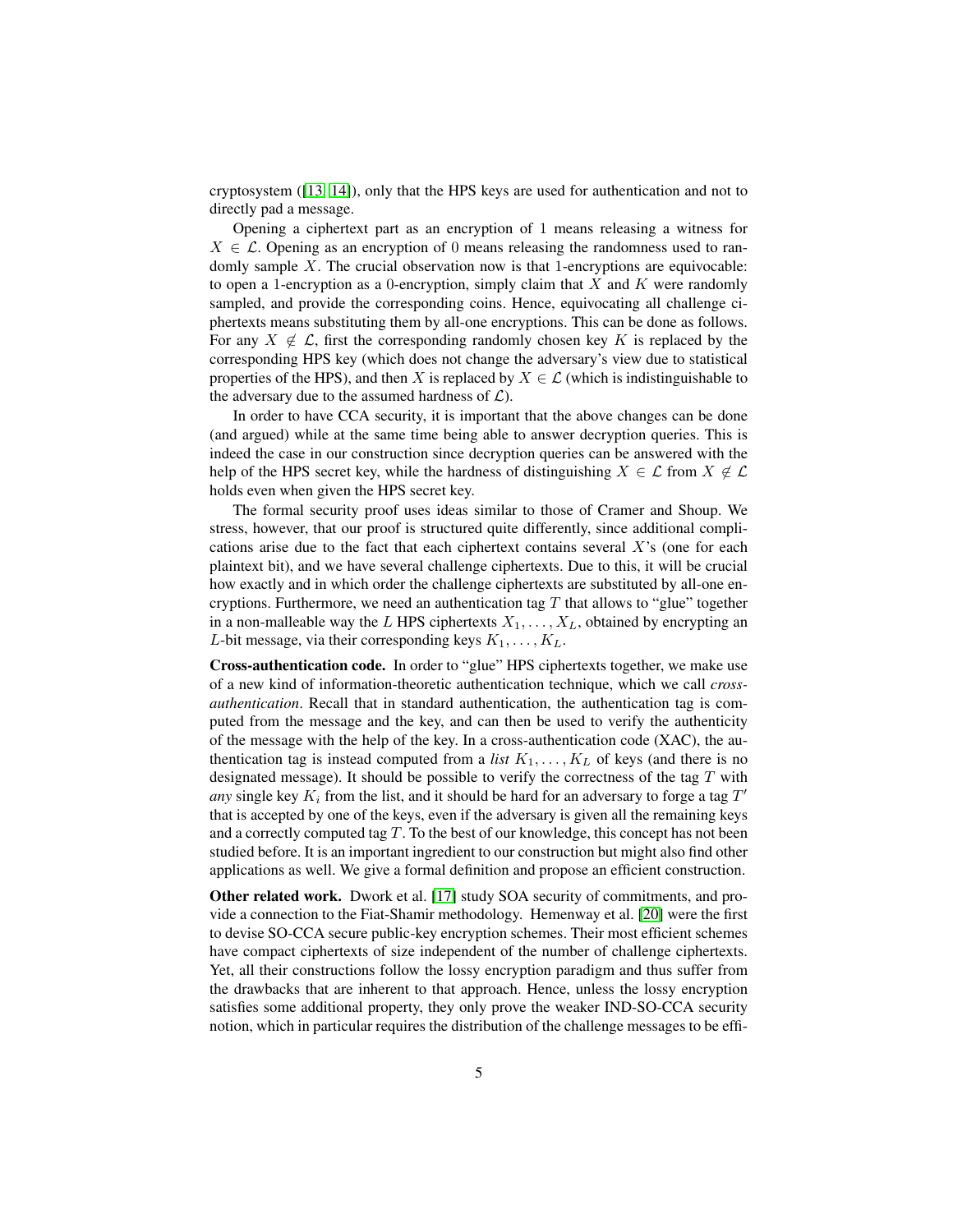cryptosystem ([13, 14]), only that the HPS keys are used for authentication and not to directly pad a message.

Opening a ciphertext part as an encryption of 1 means releasing a witness for $X \in \mathcal{L}$. Opening as an encryption of 0 means releasing the randomness used to randomly sample $X$. The crucial observation now is that 1-encryptions are equivocable: to open a 1-encryption as a 0-encryption, simply claim that $X$ and $K$ were randomly sampled, and provide the corresponding coins. Hence, equivocating all challenge ciphertexts means substituting them by all-one encryptions. This can be done as follows. For any $X \notin \mathcal{L}$, first the corresponding randomly chosen key $K$ is replaced by the corresponding HPS key (which does not change the adversary's view due to statistical properties of the HPS), and then $X$ is replaced by $X \in \mathcal{L}$ (which is indistinguishable to the adversary due to the assumed hardness of $\mathcal{L}$).

In order to have CCA security, it is important that the above changes can be done (and argued) while at the same time being able to answer decryption queries. This is indeed the case in our construction since decryption queries can be answered with the help of the HPS secret key, while the hardness of distinguishing $X \in \mathcal{L}$ from $X \notin \mathcal{L}$ holds even when given the HPS secret key.

The formal security proof uses ideas similar to those of Cramer and Shoup. We stress, however, that our proof is structured quite differently, since additional complications arise due to the fact that each ciphertext contains several $X$'s (one for each plaintext bit), and we have several challenge ciphertexts. Due to this, it will be crucial how exactly and in which order the challenge ciphertexts are substituted by all-one encryptions. Furthermore, we need an authentication tag $T$ that allows to "glue" together in a non-malleable way the $L$ HPS ciphertexts $X_1, \ldots, X_L$, obtained by encrypting an $L$-bit message, via their corresponding keys $K_1, \ldots, K_L$.

**Cross-authentication code.** In order to "glue" HPS ciphertexts together, we make use of a new kind of information-theoretic authentication technique, which we call *cross-authentication*. Recall that in standard authentication, the authentication tag is computed from the message and the key, and can then be used to verify the authenticity of the message with the help of the key. In a cross-authentication code (XAC), the authentication tag is instead computed from a *list* $K_1, \ldots, K_L$ of keys (and there is no designated message). It should be possible to verify the correctness of the tag $T$ with *any* single key $K_i$ from the list, and it should be hard for an adversary to forge a tag $T'$ that is accepted by one of the keys, even if the adversary is given all the remaining keys and a correctly computed tag $T$. To the best of our knowledge, this concept has not been studied before. It is an important ingredient to our construction but might also find other applications as well. We give a formal definition and propose an efficient construction.

**Other related work.** Dwork et al. [17] study SOA security of commitments, and provide a connection to the Fiat-Shamir methodology. Hemenway et al. [20] were the first to devise SO-CCA secure public-key encryption schemes. Their most efficient schemes have compact ciphertexts of size independent of the number of challenge ciphertexts. Yet, all their constructions follow the lossy encryption paradigm and thus suffer from the drawbacks that are inherent to that approach. Hence, unless the lossy encryption satisfies some additional property, they only prove the weaker IND-SO-CCA security notion, which in particular requires the distribution of the challenge messages to be effi-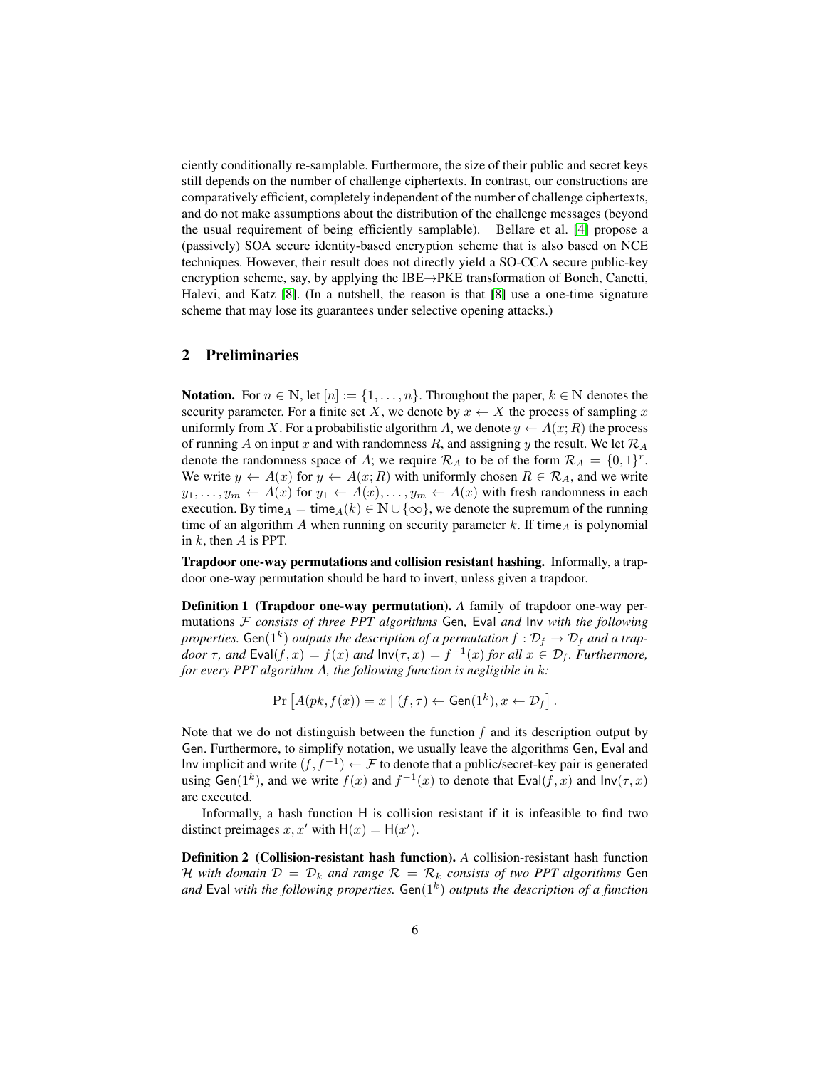ciently conditionally re-samplable. Furthermore, the size of their public and secret keys still depends on the number of challenge ciphertexts. In contrast, our constructions are comparatively efficient, completely independent of the number of challenge ciphertexts, and do not make assumptions about the distribution of the challenge messages (beyond the usual requirement of being efficiently samplable). Bellare et al. [4] propose a (passively) SOA secure identity-based encryption scheme that is also based on NCE techniques. However, their result does not directly yield a SO-CCA secure public-key encryption scheme, say, by applying the IBE→PKE transformation of Boneh, Canetti, Halevi, and Katz [8]. (In a nutshell, the reason is that [8] use a one-time signature scheme that may lose its guarantees under selective opening attacks.)

## 2 Preliminaries

**Notation.** For $n \in \mathbb{N}$, let $[n] := \{1, \ldots, n\}$. Throughout the paper, $k \in \mathbb{N}$ denotes the security parameter. For a finite set $X$, we denote by $x \leftarrow X$ the process of sampling $x$ uniformly from $X$. For a probabilistic algorithm $A$, we denote $y \leftarrow A(x; R)$ the process of running $A$ on input $x$ and with randomness $R$, and assigning $y$ the result. We let $\mathcal{R}_A$ denote the randomness space of $A$; we require $\mathcal{R}_A$ to be of the form $\mathcal{R}_A = \{0,1\}^r$. We write $y \leftarrow A(x)$ for $y \leftarrow A(x; R)$ with uniformly chosen $R \in \mathcal{R}_A$, and we write $y_1, \ldots, y_m \leftarrow A(x)$ for $y_1 \leftarrow A(x), \ldots, y_m \leftarrow A(x)$ with fresh randomness in each execution. By $\mathsf{time}_A = \mathsf{time}_A(k) \in \mathbb{N} \cup \{\infty\}$, we denote the supremum of the running time of an algorithm $A$ when running on security parameter $k$. If $\mathsf{time}_A$ is polynomial in $k$, then $A$ is PPT.

**Trapdoor one-way permutations and collision resistant hashing.** Informally, a trapdoor one-way permutation should be hard to invert, unless given a trapdoor.

**Definition 1 (Trapdoor one-way permutation).** *A family of trapdoor one-way permutations $\mathcal{F}$ consists of three PPT algorithms* $\mathsf{Gen}$, $\mathsf{Eval}$ *and* $\mathsf{Inv}$ *with the following properties.* $\mathsf{Gen}(1^k)$ *outputs the description of a permutation $f : \mathcal{D}_f \to \mathcal{D}_f$ and a trapdoor $\tau$, and $\mathsf{Eval}(f, x) = f(x)$ and $\mathsf{Inv}(\tau, x) = f^{-1}(x)$ for all $x \in \mathcal{D}_f$. Furthermore, for every PPT algorithm $A$, the following function is negligible in $k$:*

$$\Pr\left[A(pk, f(x)) = x \mid (f, \tau) \leftarrow \mathsf{Gen}(1^k), x \leftarrow \mathcal{D}_f\right].$$

Note that we do not distinguish between the function $f$ and its description output by $\mathsf{Gen}$. Furthermore, to simplify notation, we usually leave the algorithms $\mathsf{Gen}$, $\mathsf{Eval}$ and $\mathsf{Inv}$ implicit and write $(f, f^{-1}) \leftarrow \mathcal{F}$ to denote that a public/secret-key pair is generated using $\mathsf{Gen}(1^k)$, and we write $f(x)$ and $f^{-1}(x)$ to denote that $\mathsf{Eval}(f, x)$ and $\mathsf{Inv}(\tau, x)$ are executed.

Informally, a hash function $\mathsf{H}$ is collision resistant if it is infeasible to find two distinct preimages $x, x'$ with $\mathsf{H}(x) = \mathsf{H}(x')$.

**Definition 2 (Collision-resistant hash function).** *A* collision-resistant hash function *$\mathcal{H}$ with domain $\mathcal{D} = \mathcal{D}_k$ and range $\mathcal{R} = \mathcal{R}_k$ consists of two PPT algorithms* $\mathsf{Gen}$ *and* $\mathsf{Eval}$ *with the following properties.* $\mathsf{Gen}(1^k)$ *outputs the description of a function*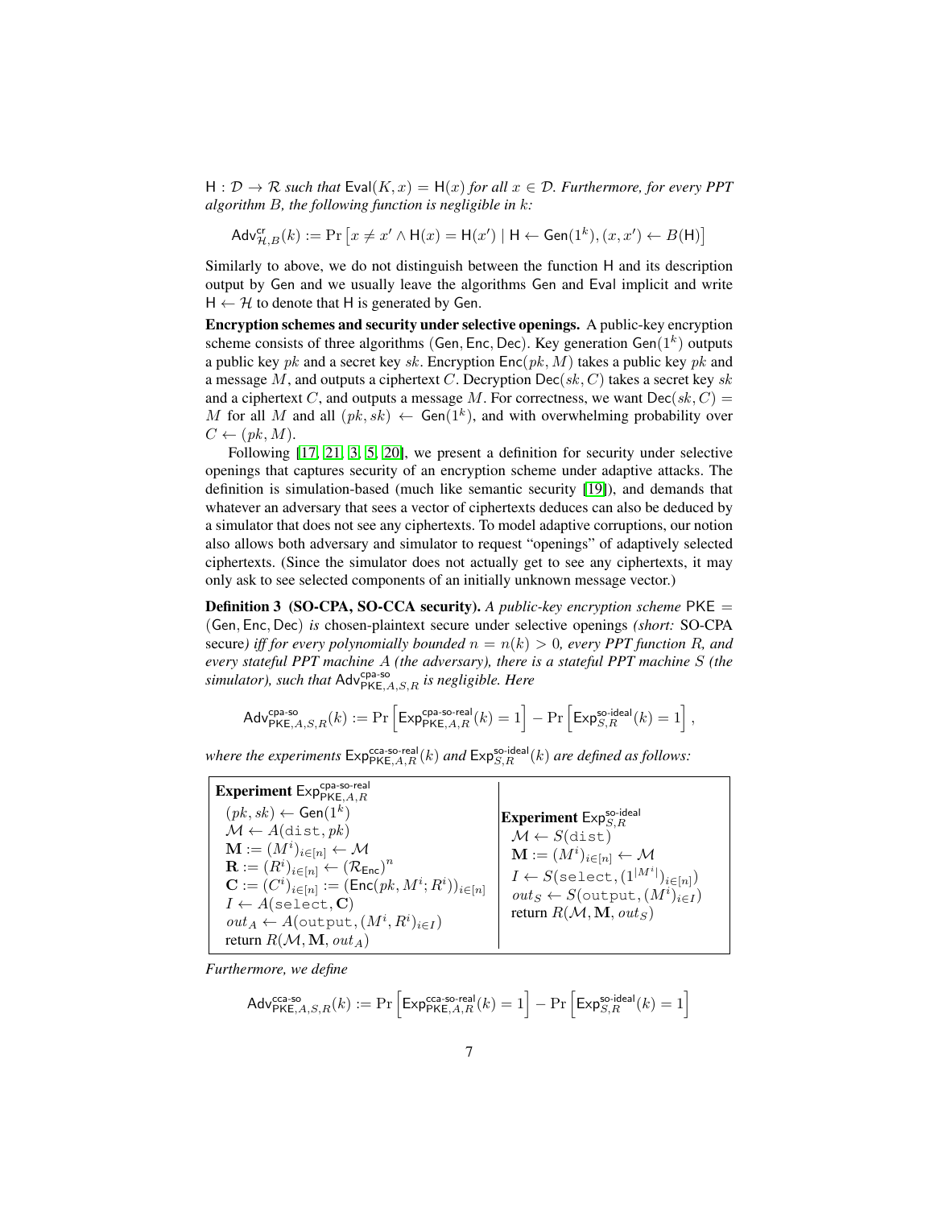$\mathsf{H} : \mathcal{D} \to \mathcal{R}$ *such that* $\mathsf{Eval}(K, x) = \mathsf{H}(x)$ *for all* $x \in \mathcal{D}$*. Furthermore, for every PPT algorithm* $B$*, the following function is negligible in* $k$*:*

$$\mathsf{Adv}^{\mathsf{cr}}_{\mathcal{H},B}(k) := \Pr\left[x \neq x' \wedge \mathsf{H}(x) = \mathsf{H}(x') \mid \mathsf{H} \leftarrow \mathsf{Gen}(1^k), (x, x') \leftarrow B(\mathsf{H})\right]$$

Similarly to above, we do not distinguish between the function $\mathsf{H}$ and its description output by $\mathsf{Gen}$ and we usually leave the algorithms $\mathsf{Gen}$ and $\mathsf{Eval}$ implicit and write $\mathsf{H} \leftarrow \mathcal{H}$ to denote that $\mathsf{H}$ is generated by $\mathsf{Gen}$.

**Encryption schemes and security under selective openings.** A public-key encryption scheme consists of three algorithms $(\mathsf{Gen}, \mathsf{Enc}, \mathsf{Dec})$. Key generation $\mathsf{Gen}(1^k)$ outputs a public key $pk$ and a secret key $sk$. Encryption $\mathsf{Enc}(pk, M)$ takes a public key $pk$ and a message $M$, and outputs a ciphertext $C$. Decryption $\mathsf{Dec}(sk, C)$ takes a secret key $sk$ and a ciphertext $C$, and outputs a message $M$. For correctness, we want $\mathsf{Dec}(sk, C) = M$ for all $M$ and all $(pk, sk) \leftarrow \mathsf{Gen}(1^k)$, and with overwhelming probability over $C \leftarrow (pk, M)$.

Following [17, 21, 3, 5, 20], we present a definition for security under selective openings that captures security of an encryption scheme under adaptive attacks. The definition is simulation-based (much like semantic security [19]), and demands that whatever an adversary that sees a vector of ciphertexts deduces can also be deduced by a simulator that does not see any ciphertexts. To model adaptive corruptions, our notion also allows both adversary and simulator to request "openings" of adaptively selected ciphertexts. (Since the simulator does not actually get to see any ciphertexts, it may only ask to see selected components of an initially unknown message vector.)

**Definition 3 (SO-CPA, SO-CCA security).** *A public-key encryption scheme* $\mathsf{PKE} = (\mathsf{Gen}, \mathsf{Enc}, \mathsf{Dec})$ *is* chosen-plaintext secure under selective openings *(short:* SO-CPA secure*) iff for every polynomially bounded* $n = n(k) > 0$*, every PPT function* $R$*, and every stateful PPT machine* $A$ *(the adversary), there is a stateful PPT machine* $S$ *(the simulator), such that* $\mathsf{Adv}^{\mathsf{cpa\text{-}so}}_{\mathsf{PKE},A,S,R}$ *is negligible. Here*

$$\mathsf{Adv}^{\mathsf{cpa\text{-}so}}_{\mathsf{PKE},A,S,R}(k) := \Pr\left[\mathsf{Exp}^{\mathsf{cpa\text{-}so\text{-}real}}_{\mathsf{PKE},A,R}(k) = 1\right] - \Pr\left[\mathsf{Exp}^{\mathsf{so\text{-}ideal}}_{S,R}(k) = 1\right],$$

*where the experiments* $\mathsf{Exp}^{\mathsf{cca\text{-}so\text{-}real}}_{\mathsf{PKE},A,R}(k)$ *and* $\mathsf{Exp}^{\mathsf{so\text{-}ideal}}_{S,R}(k)$ *are defined as follows:*

| **Experiment** $\mathsf{Exp}^{\mathsf{cpa\text{-}so\text{-}real}}_{\mathsf{PKE},A,R}$ | **Experiment** $\mathsf{Exp}^{\mathsf{so\text{-}ideal}}_{S,R}$ |
|---|---|
| $(pk, sk) \leftarrow \mathsf{Gen}(1^k)$ | $\mathcal{M} \leftarrow S(\mathtt{dist})$ |
| $\mathcal{M} \leftarrow A(\mathtt{dist}, pk)$ | $\mathbf{M} := (M^i)_{i\in[n]} \leftarrow \mathcal{M}$ |
| $\mathbf{M} := (M^i)_{i\in[n]} \leftarrow \mathcal{M}$ | $I \leftarrow S(\mathtt{select}, (1^{\lvert M^i \rvert})_{i\in[n]})$ |
| $\mathbf{R} := (R^i)_{i\in[n]} \leftarrow (\mathcal{R}_{\mathsf{Enc}})^n$ | $out_S \leftarrow S(\mathtt{output}, (M^i)_{i\in I})$ |
| $\mathbf{C} := (C^i)_{i\in[n]} := (\mathsf{Enc}(pk, M^i; R^i))_{i\in[n]}$ | return $R(\mathcal{M}, \mathbf{M}, out_S)$ |
| $I \leftarrow A(\mathtt{select}, \mathbf{C})$ | |
| $out_A \leftarrow A(\mathtt{output}, (M^i, R^i)_{i\in I})$ | |
| return $R(\mathcal{M}, \mathbf{M}, out_A)$ | |

*Furthermore, we define*

$$\mathsf{Adv}^{\mathsf{cca\text{-}so}}_{\mathsf{PKE},A,S,R}(k) := \Pr\left[\mathsf{Exp}^{\mathsf{cca\text{-}so\text{-}real}}_{\mathsf{PKE},A,R}(k) = 1\right] - \Pr\left[\mathsf{Exp}^{\mathsf{so\text{-}ideal}}_{S,R}(k) = 1\right]$$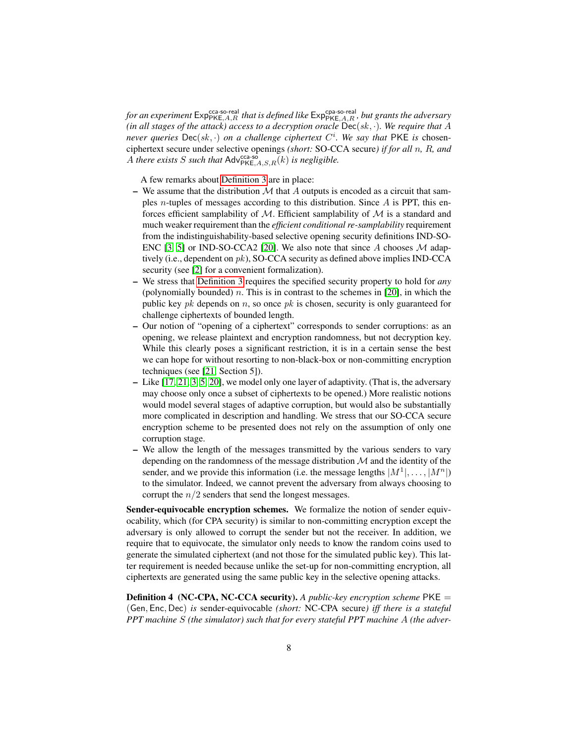*for an experiment* $\mathsf{Exp}^{\text{cca-so-real}}_{\mathsf{PKE},A,R}$ *that is defined like* $\mathsf{Exp}^{\text{cpa-so-real}}_{\mathsf{PKE},A,R}$*, but grants the adversary (in all stages of the attack) access to a decryption oracle* $\mathsf{Dec}(sk, \cdot)$*. We require that* $A$ *never queries* $\mathsf{Dec}(sk, \cdot)$ *on a challenge ciphertext* $C^i$*. We say that* PKE *is* chosen-ciphertext secure under selective openings *(short:* SO-CCA secure*) if for all* $n$*,* $R$*, and* $A$ *there exists* $S$ *such that* $\mathsf{Adv}^{\text{cca-so}}_{\mathsf{PKE},A,S,R}(k)$ *is negligible.*

A few remarks about Definition 3 are in place:

- We assume that the distribution $\mathcal{M}$ that $A$ outputs is encoded as a circuit that samples $n$-tuples of messages according to this distribution. Since $A$ is PPT, this enforces efficient samplability of $\mathcal{M}$. Efficient samplability of $\mathcal{M}$ is a standard and much weaker requirement than the *efficient conditional re-samplability* requirement from the indistinguishability-based selective opening security definitions IND-SO-ENC [3, 5] or IND-SO-CCA2 [20]. We also note that since $A$ chooses $\mathcal{M}$ adaptively (i.e., dependent on $pk$), SO-CCA security as defined above implies IND-CCA security (see [2] for a convenient formalization).
- We stress that Definition 3 requires the specified security property to hold for *any* (polynomially bounded) $n$. This is in contrast to the schemes in [20], in which the public key $pk$ depends on $n$, so once $pk$ is chosen, security is only guaranteed for challenge ciphertexts of bounded length.
- Our notion of "opening of a ciphertext" corresponds to sender corruptions: as an opening, we release plaintext and encryption randomness, but not decryption key. While this clearly poses a significant restriction, it is in a certain sense the best we can hope for without resorting to non-black-box or non-committing encryption techniques (see [21, Section 5]).
- Like [17, 21, 3, 5, 20], we model only one layer of adaptivity. (That is, the adversary may choose only once a subset of ciphertexts to be opened.) More realistic notions would model several stages of adaptive corruption, but would also be substantially more complicated in description and handling. We stress that our SO-CCA secure encryption scheme to be presented does not rely on the assumption of only one corruption stage.
- We allow the length of the messages transmitted by the various senders to vary depending on the randomness of the message distribution $\mathcal{M}$ and the identity of the sender, and we provide this information (i.e. the message lengths $|M^1|, \ldots, |M^n|$) to the simulator. Indeed, we cannot prevent the adversary from always choosing to corrupt the $n/2$ senders that send the longest messages.

**Sender-equivocable encryption schemes.** We formalize the notion of sender equivocability, which (for CPA security) is similar to non-committing encryption except the adversary is only allowed to corrupt the sender but not the receiver. In addition, we require that to equivocate, the simulator only needs to know the random coins used to generate the simulated ciphertext (and not those for the simulated public key). This latter requirement is needed because unlike the set-up for non-committing encryption, all ciphertexts are generated using the same public key in the selective opening attacks.

**Definition 4 (NC-CPA, NC-CCA security).** *A public-key encryption scheme* $\mathsf{PKE} = (\mathsf{Gen}, \mathsf{Enc}, \mathsf{Dec})$ *is* sender-equivocable *(short:* NC-CPA secure*) iff there is a stateful PPT machine* $S$ *(the simulator) such that for every stateful PPT machine* $A$ *(the adver-*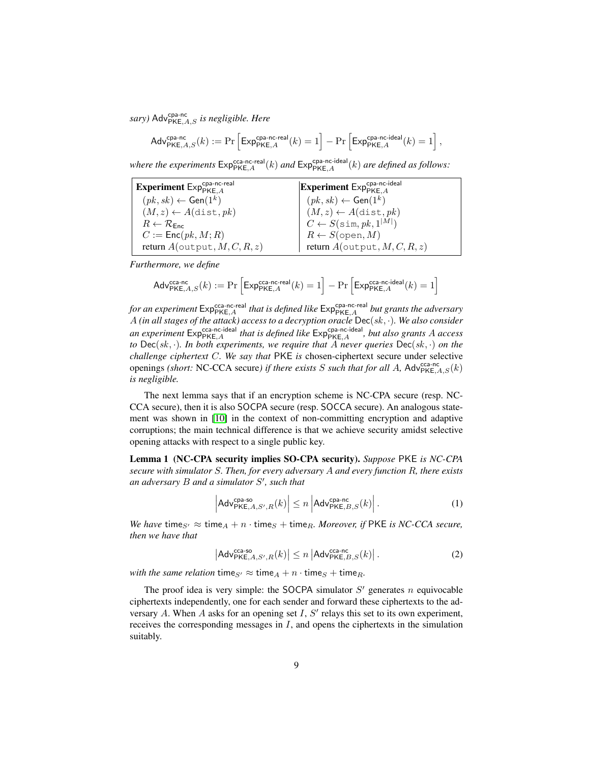*sary)* $\mathsf{Adv}^{\text{cpa-nc}}_{\mathsf{PKE},A,S}$ *is negligible. Here*

$$\mathsf{Adv}^{\text{cpa-nc}}_{\mathsf{PKE},A,S}(k) := \Pr\left[\mathsf{Exp}^{\text{cpa-nc-real}}_{\mathsf{PKE},A}(k) = 1\right] - \Pr\left[\mathsf{Exp}^{\text{cpa-nc-ideal}}_{\mathsf{PKE},A}(k) = 1\right],$$

*where the experiments* $\mathsf{Exp}^{\text{cca-nc-real}}_{\mathsf{PKE},A}(k)$ *and* $\mathsf{Exp}^{\text{cpa-nc-ideal}}_{\mathsf{PKE},A}(k)$ *are defined as follows:*

| **Experiment** $\mathsf{Exp}^{\text{cpa-nc-real}}_{\mathsf{PKE},A}$ | **Experiment** $\mathsf{Exp}^{\text{cpa-nc-ideal}}_{\mathsf{PKE},A}$ |
|---|---|
| $(pk, sk) \leftarrow \mathsf{Gen}(1^k)$ | $(pk, sk) \leftarrow \mathsf{Gen}(1^k)$ |
| $(M, z) \leftarrow A(\mathtt{dist}, pk)$ | $(M, z) \leftarrow A(\mathtt{dist}, pk)$ |
| $R \leftarrow \mathcal{R}_{\mathsf{Enc}}$ | $C \leftarrow S(\mathtt{sim}, pk, 1^{\lvert M \rvert})$ |
| $C := \mathsf{Enc}(pk, M; R)$ | $R \leftarrow S(\mathtt{open}, M)$ |
| return $A(\mathtt{output}, M, C, R, z)$ | return $A(\mathtt{output}, M, C, R, z)$ |

*Furthermore, we define*

$$\mathsf{Adv}^{\text{cca-nc}}_{\mathsf{PKE},A,S}(k) := \Pr\left[\mathsf{Exp}^{\text{cca-nc-real}}_{\mathsf{PKE},A}(k) = 1\right] - \Pr\left[\mathsf{Exp}^{\text{cca-nc-ideal}}_{\mathsf{PKE},A}(k) = 1\right]$$

*for an experiment* $\mathsf{Exp}^{\text{cca-nc-real}}_{\mathsf{PKE},A}$ *that is defined like* $\mathsf{Exp}^{\text{cpa-nc-real}}_{\mathsf{PKE},A}$ *but grants the adversary* $A$ *(in all stages of the attack) access to a decryption oracle* $\mathsf{Dec}(sk, \cdot)$*. We also consider an experiment* $\mathsf{Exp}^{\text{cca-nc-ideal}}_{\mathsf{PKE},A}$ *that is defined like* $\mathsf{Exp}^{\text{cpa-nc-ideal}}_{\mathsf{PKE},A}$*, but also grants* $A$ *access to* $\mathsf{Dec}(sk, \cdot)$*. In both experiments, we require that* $A$ *never queries* $\mathsf{Dec}(sk, \cdot)$ *on the challenge ciphertext* $C$*. We say that* PKE *is* chosen-ciphertext secure under selective openings *(short:* NC-CCA secure*) if there exists* $S$ *such that for all* $A$*,* $\mathsf{Adv}^{\text{cca-nc}}_{\mathsf{PKE},A,S}(k)$ *is negligible.*

The next lemma says that if an encryption scheme is NC-CPA secure (resp. NC-CCA secure), then it is also SOCPA secure (resp. SOCCA secure). An analogous statement was shown in [10] in the context of non-committing encryption and adaptive corruptions; the main technical difference is that we achieve security amidst selective opening attacks with respect to a single public key.

**Lemma 1 (NC-CPA security implies SO-CPA security).** *Suppose* PKE *is NC-CPA secure with simulator* $S$*. Then, for every adversary* $A$ *and every function* $R$*, there exists an adversary* $B$ *and a simulator* $S'$*, such that*

$$\left|\mathsf{Adv}^{\text{cpa-so}}_{\mathsf{PKE},A,S',R}(k)\right| \leq n \left|\mathsf{Adv}^{\text{cpa-nc}}_{\mathsf{PKE},B,S}(k)\right|. \tag{1}$$

*We have* $\mathsf{time}_{S'} \approx \mathsf{time}_A + n \cdot \mathsf{time}_S + \mathsf{time}_R$*. Moreover, if* PKE *is NC-CCA secure, then we have that*

$$\left|\mathsf{Adv}^{\text{cca-so}}_{\mathsf{PKE},A,S',R}(k)\right| \leq n \left|\mathsf{Adv}^{\text{cca-nc}}_{\mathsf{PKE},B,S}(k)\right|. \tag{2}$$

*with the same relation* $\mathsf{time}_{S'} \approx \mathsf{time}_A + n \cdot \mathsf{time}_S + \mathsf{time}_R$*.*

The proof idea is very simple: the SOCPA simulator $S'$ generates $n$ equivocable ciphertexts independently, one for each sender and forward these ciphertexts to the adversary $A$. When $A$ asks for an opening set $I$, $S'$ relays this set to its own experiment, receives the corresponding messages in $I$, and opens the ciphertexts in the simulation suitably.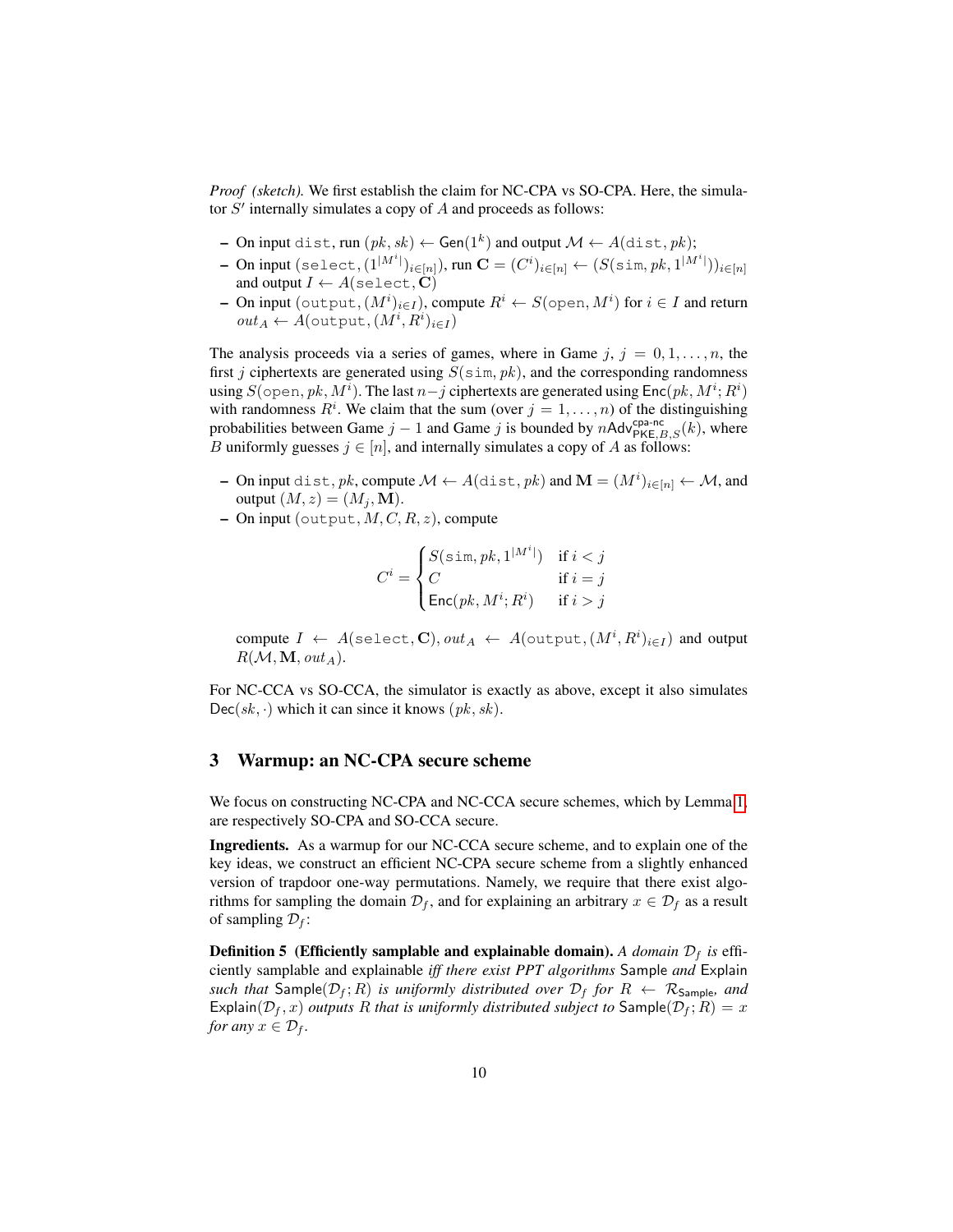*Proof (sketch).* We first establish the claim for NC-CPA vs SO-CPA. Here, the simulator $S'$ internally simulates a copy of $A$ and proceeds as follows:

- On input $\mathtt{dist}$, run $(pk, sk) \leftarrow \mathsf{Gen}(1^k)$ and output $\mathcal{M} \leftarrow A(\mathtt{dist}, pk)$;
- On input $(\mathtt{select}, (1^{|M^i|})_{i\in[n]})$, run $\mathbf{C} = (C^i)_{i\in[n]} \leftarrow (S(\mathtt{sim}, pk, 1^{|M^i|}))_{i\in[n]}$ and output $I \leftarrow A(\mathtt{select}, \mathbf{C})$
- On input $(\mathtt{output}, (M^i)_{i\in I})$, compute $R^i \leftarrow S(\mathtt{open}, M^i)$ for $i \in I$ and return $out_A \leftarrow A(\mathtt{output}, (M^i, R^i)_{i\in I})$

The analysis proceeds via a series of games, where in Game $j$, $j = 0, 1, \ldots, n$, the first $j$ ciphertexts are generated using $S(\mathtt{sim}, pk)$, and the corresponding randomness using $S(\mathtt{open}, pk, M^i)$. The last $n-j$ ciphertexts are generated using $\mathsf{Enc}(pk, M^i; R^i)$ with randomness $R^i$. We claim that the sum (over $j = 1, \ldots, n$) of the distinguishing probabilities between Game $j-1$ and Game $j$ is bounded by $n\mathsf{Adv}^{\mathsf{cpa\text{-}nc}}_{\mathsf{PKE},B,S}(k)$, where $B$ uniformly guesses $j \in [n]$, and internally simulates a copy of $A$ as follows:

- On input $\mathtt{dist}, pk$, compute $\mathcal{M} \leftarrow A(\mathtt{dist}, pk)$ and $\mathbf{M} = (M^i)_{i\in[n]} \leftarrow \mathcal{M}$, and output $(M, z) = (M_j, \mathbf{M})$.
- On input $(\mathtt{output}, M, C, R, z)$, compute

$$C^i = \begin{cases} S(\mathtt{sim}, pk, 1^{|M^i|}) & \text{if } i < j \\ C & \text{if } i = j \\ \mathsf{Enc}(pk, M^i; R^i) & \text{if } i > j \end{cases}$$

  compute $I \leftarrow A(\mathtt{select}, \mathbf{C})$, $out_A \leftarrow A(\mathtt{output}, (M^i, R^i)_{i\in I})$ and output $R(\mathcal{M}, \mathbf{M}, out_A)$.

For NC-CCA vs SO-CCA, the simulator is exactly as above, except it also simulates $\mathsf{Dec}(sk, \cdot)$ which it can since it knows $(pk, sk)$.

## 3 Warmup: an NC-CPA secure scheme

We focus on constructing NC-CPA and NC-CCA secure schemes, which by Lemma 1, are respectively SO-CPA and SO-CCA secure.

**Ingredients.** As a warmup for our NC-CCA secure scheme, and to explain one of the key ideas, we construct an efficient NC-CPA secure scheme from a slightly enhanced version of trapdoor one-way permutations. Namely, we require that there exist algorithms for sampling the domain $\mathcal{D}_f$, and for explaining an arbitrary $x \in \mathcal{D}_f$ as a result of sampling $\mathcal{D}_f$:

**Definition 5 (Efficiently samplable and explainable domain).** *A domain $\mathcal{D}_f$ is efficiently samplable and explainable iff there exist PPT algorithms $\mathsf{Sample}$ and $\mathsf{Explain}$ such that $\mathsf{Sample}(\mathcal{D}_f; R)$ is uniformly distributed over $\mathcal{D}_f$ for $R \leftarrow \mathcal{R}_{\mathsf{Sample}}$, and $\mathsf{Explain}(\mathcal{D}_f, x)$ outputs $R$ that is uniformly distributed subject to $\mathsf{Sample}(\mathcal{D}_f; R) = x$ for any $x \in \mathcal{D}_f$.*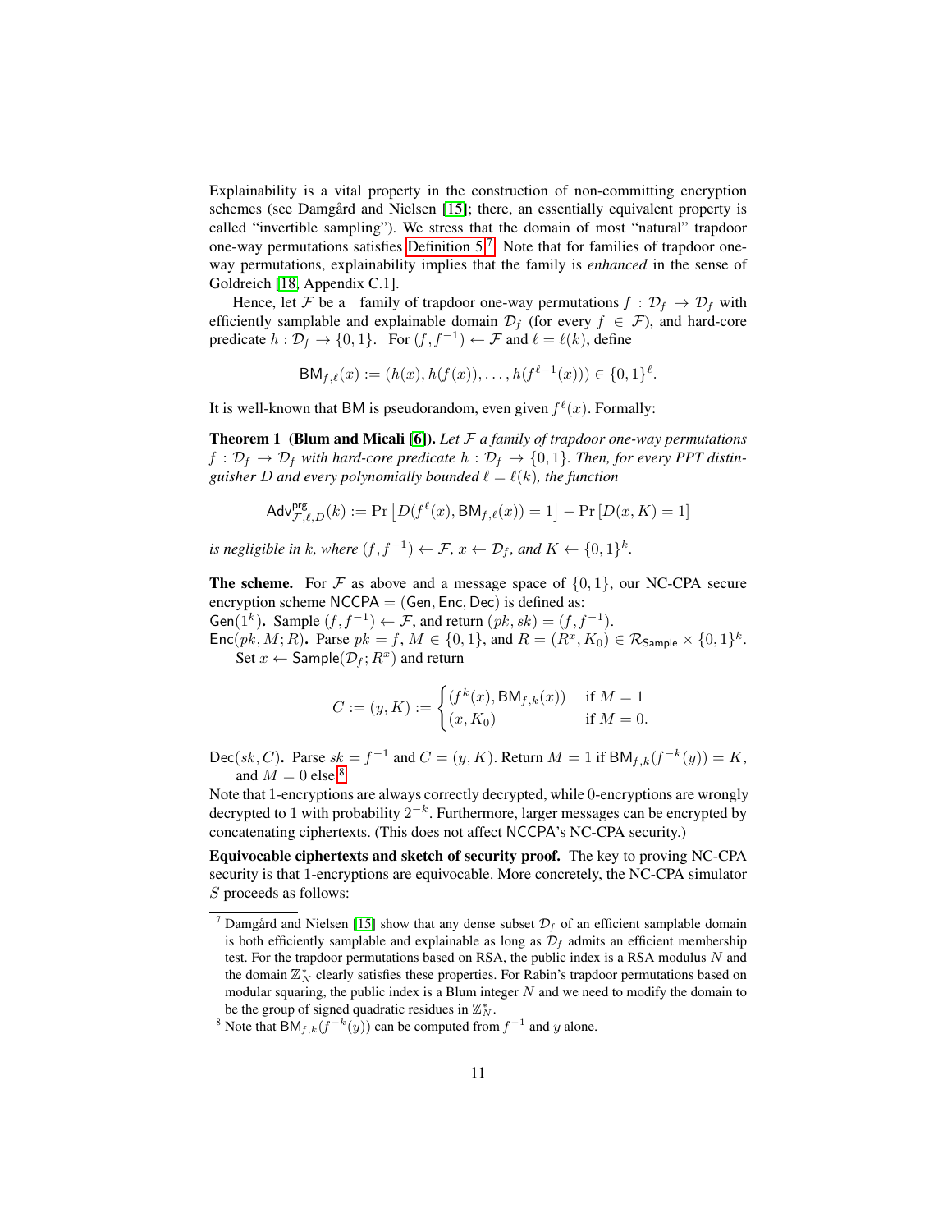Explainability is a vital property in the construction of non-committing encryption schemes (see Damgård and Nielsen [15]; there, an essentially equivalent property is called "invertible sampling"). We stress that the domain of most "natural" trapdoor one-way permutations satisfies Definition 5.[7] Note that for families of trapdoor one-way permutations, explainability implies that the family is *enhanced* in the sense of Goldreich [18, Appendix C.1].

Hence, let $\mathcal{F}$ be a family of trapdoor one-way permutations $f : \mathcal{D}_f \to \mathcal{D}_f$ with efficiently samplable and explainable domain $\mathcal{D}_f$ (for every $f \in \mathcal{F}$), and hard-core predicate $h : \mathcal{D}_f \to \{0, 1\}$. For $(f, f^{-1}) \leftarrow \mathcal{F}$ and $\ell = \ell(k)$, define

$$\mathsf{BM}_{f,\ell}(x) := (h(x), h(f(x)), \ldots, h(f^{\ell-1}(x))) \in \{0,1\}^{\ell}.$$

It is well-known that BM is pseudorandom, even given $f^{\ell}(x)$. Formally:

**Theorem 1 (Blum and Micali [6]).** *Let $\mathcal{F}$ a family of trapdoor one-way permutations $f : \mathcal{D}_f \to \mathcal{D}_f$ with hard-core predicate $h : \mathcal{D}_f \to \{0, 1\}$. Then, for every PPT distinguisher $D$ and every polynomially bounded $\ell = \ell(k)$, the function*

$$\mathsf{Adv}^{\mathsf{prg}}_{\mathcal{F},\ell,D}(k) := \Pr\left[D(f^{\ell}(x), \mathsf{BM}_{f,\ell}(x)) = 1\right] - \Pr\left[D(x, K) = 1\right]$$

*is negligible in $k$, where $(f, f^{-1}) \leftarrow \mathcal{F}$, $x \leftarrow \mathcal{D}_f$, and $K \leftarrow \{0, 1\}^k$.*

**The scheme.** For $\mathcal{F}$ as above and a message space of $\{0, 1\}$, our NC-CPA secure encryption scheme $\mathsf{NCCPA} = (\mathsf{Gen}, \mathsf{Enc}, \mathsf{Dec})$ is defined as:

$\mathsf{Gen}(1^k)$**.** Sample $(f, f^{-1}) \leftarrow \mathcal{F}$, and return $(pk, sk) = (f, f^{-1})$.

$\mathsf{Enc}(pk, M; R)$**.** Parse $pk = f$, $M \in \{0, 1\}$, and $R = (R^x, K_0) \in \mathcal{R}_{\mathsf{Sample}} \times \{0, 1\}^k$. Set $x \leftarrow \mathsf{Sample}(\mathcal{D}_f; R^x)$ and return

$$C := (y, K) := \begin{cases} (f^k(x), \mathsf{BM}_{f,k}(x)) & \text{if } M = 1 \\ (x, K_0) & \text{if } M = 0. \end{cases}$$

$\mathsf{Dec}(sk, C)$**.** Parse $sk = f^{-1}$ and $C = (y, K)$. Return $M = 1$ if $\mathsf{BM}_{f,k}(f^{-k}(y)) = K$, and $M = 0$ else.[8]

Note that 1-encryptions are always correctly decrypted, while 0-encryptions are wrongly decrypted to 1 with probability $2^{-k}$. Furthermore, larger messages can be encrypted by concatenating ciphertexts. (This does not affect NCCPA's NC-CPA security.)

**Equivocable ciphertexts and sketch of security proof.** The key to proving NC-CPA security is that 1-encryptions are equivocable. More concretely, the NC-CPA simulator $S$ proceeds as follows:

[7] Damgård and Nielsen [15] show that any dense subset $\mathcal{D}_f$ of an efficient samplable domain is both efficiently samplable and explainable as long as $\mathcal{D}_f$ admits an efficient membership test. For the trapdoor permutations based on RSA, the public index is a RSA modulus $N$ and the domain $\mathbb{Z}_N^*$ clearly satisfies these properties. For Rabin's trapdoor permutations based on modular squaring, the public index is a Blum integer $N$ and we need to modify the domain to be the group of signed quadratic residues in $\mathbb{Z}_N^*$.

[8] Note that $\mathsf{BM}_{f,k}(f^{-k}(y))$ can be computed from $f^{-1}$ and $y$ alone.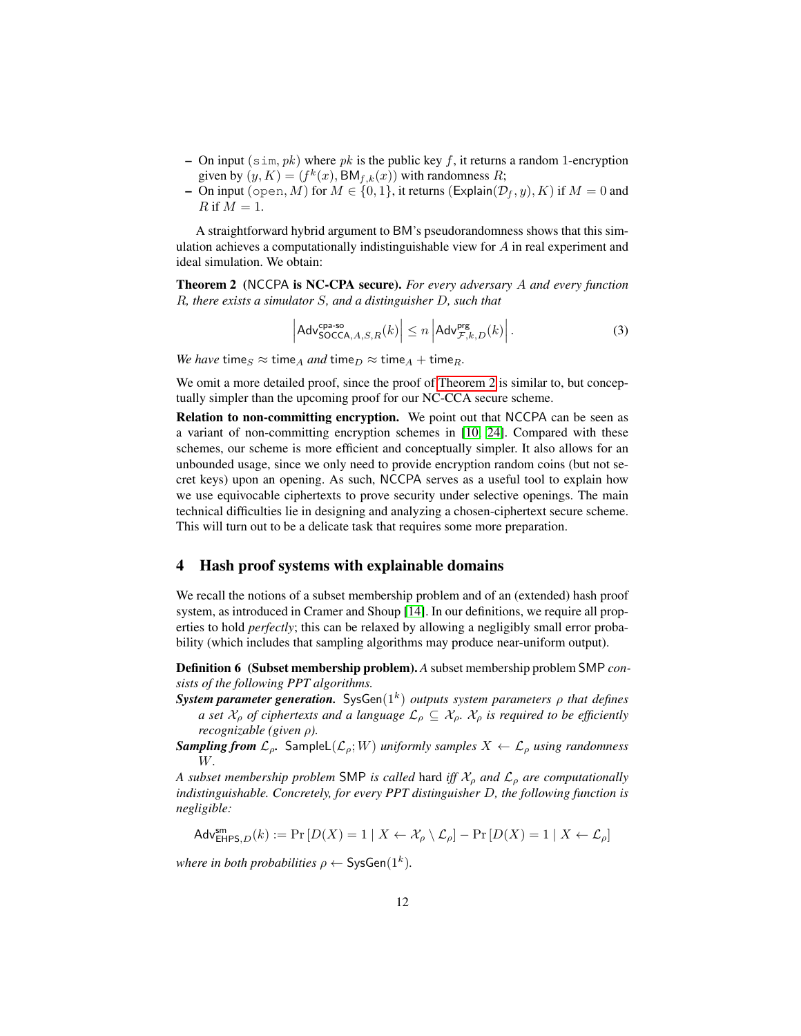- On input $(\mathtt{sim}, pk)$ where $pk$ is the public key $f$, it returns a random 1-encryption given by $(y, K) = (f^k(x), \mathsf{BM}_{f,k}(x))$ with randomness $R$;
- On input $(\mathtt{open}, M)$ for $M \in \{0, 1\}$, it returns $(\mathsf{Explain}(\mathcal{D}_f, y), K)$ if $M = 0$ and $R$ if $M = 1$.

A straightforward hybrid argument to BM's pseudorandomness shows that this simulation achieves a computationally indistinguishable view for $A$ in real experiment and ideal simulation. We obtain:

**Theorem 2 (NCCPA is NC-CPA secure).** *For every adversary $A$ and every function $R$, there exists a simulator $S$, and a distinguisher $D$, such that*

$$\left|\mathsf{Adv}^{\mathsf{cpa\text{-}so}}_{\mathsf{SOCCA},A,S,R}(k)\right| \leq n \left|\mathsf{Adv}^{\mathsf{prg}}_{\mathcal{F},k,D}(k)\right|. \tag{3}$$

*We have* $\mathsf{time}_S \approx \mathsf{time}_A$ *and* $\mathsf{time}_D \approx \mathsf{time}_A + \mathsf{time}_R$.

We omit a more detailed proof, since the proof of Theorem 2 is similar to, but conceptually simpler than the upcoming proof for our NC-CCA secure scheme.

**Relation to non-committing encryption.** We point out that NCCPA can be seen as a variant of non-committing encryption schemes in [10, 24]. Compared with these schemes, our scheme is more efficient and conceptually simpler. It also allows for an unbounded usage, since we only need to provide encryption random coins (but not secret keys) upon an opening. As such, NCCPA serves as a useful tool to explain how we use equivocable ciphertexts to prove security under selective openings. The main technical difficulties lie in designing and analyzing a chosen-ciphertext secure scheme. This will turn out to be a delicate task that requires some more preparation.

## 4 Hash proof systems with explainable domains

We recall the notions of a subset membership problem and of an (extended) hash proof system, as introduced in Cramer and Shoup [14]. In our definitions, we require all properties to hold *perfectly*; this can be relaxed by allowing a negligibly small error probability (which includes that sampling algorithms may produce near-uniform output).

**Definition 6 (Subset membership problem).** *A* subset membership problem $\mathsf{SMP}$ *consists of the following PPT algorithms.*

***System parameter generation.*** $\mathsf{SysGen}(1^k)$ *outputs system parameters $\rho$ that defines a set $\mathcal{X}_\rho$ of ciphertexts and a language $\mathcal{L}_\rho \subseteq \mathcal{X}_\rho$. $\mathcal{X}_\rho$ is required to be efficiently recognizable (given $\rho$).*

***Sampling from $\mathcal{L}_\rho$.*** $\mathsf{SampleL}(\mathcal{L}_\rho; W)$ *uniformly samples $X \leftarrow \mathcal{L}_\rho$ using randomness $W$.*

*A subset membership problem* $\mathsf{SMP}$ *is called* hard *iff $\mathcal{X}_\rho$ and $\mathcal{L}_\rho$ are computationally indistinguishable. Concretely, for every PPT distinguisher $D$, the following function is negligible:*

$$\mathsf{Adv}^{\mathsf{sm}}_{\mathsf{EHPS},D}(k) := \Pr\left[D(X) = 1 \mid X \leftarrow \mathcal{X}_\rho \setminus \mathcal{L}_\rho\right] - \Pr\left[D(X) = 1 \mid X \leftarrow \mathcal{L}_\rho\right]$$

*where in both probabilities* $\rho \leftarrow \mathsf{SysGen}(1^k)$.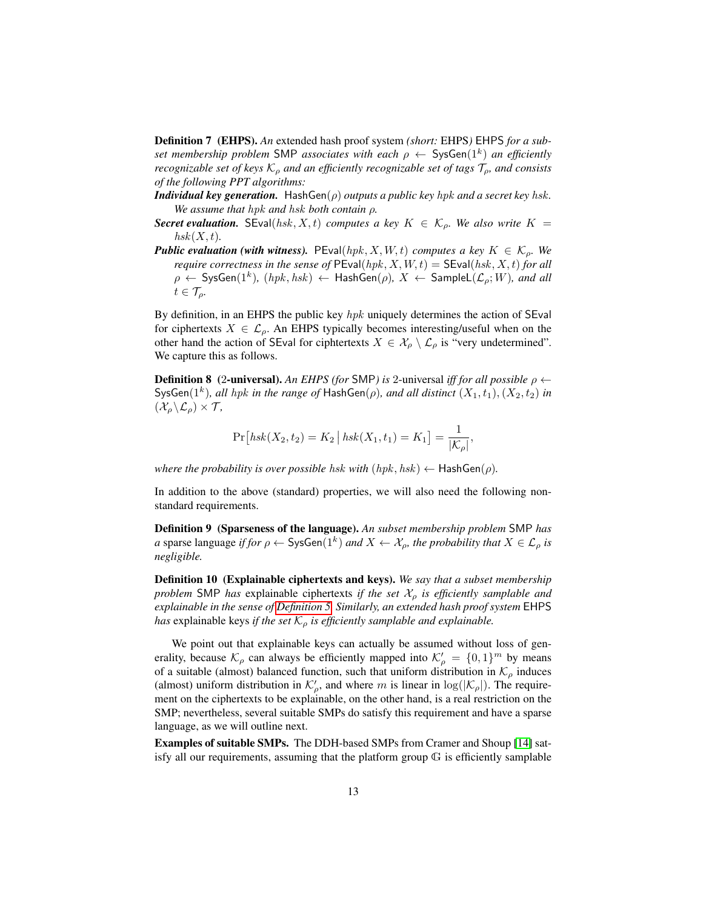**Definition 7 (EHPS).** *An* extended hash proof system *(short:* EHPS*)* EHPS *for a subset membership problem* SMP *associates with each* $\rho \leftarrow \mathsf{SysGen}(1^k)$ *an efficiently recognizable set of keys* $\mathcal{K}_\rho$ *and an efficiently recognizable set of tags* $\mathcal{T}_\rho$*, and consists of the following PPT algorithms:*

***Individual key generation.*** $\mathsf{HashGen}(\rho)$ *outputs a public key* $hpk$ *and a secret key* $hsk$*. We assume that* $hpk$ *and* $hsk$ *both contain* $\rho$*.*

***Secret evaluation.*** $\mathsf{SEval}(hsk, X, t)$ *computes a key* $K \in \mathcal{K}_\rho$*. We also write* $K = hsk(X, t)$*.*

***Public evaluation (with witness).*** $\mathsf{PEval}(hpk, X, W, t)$ *computes a key* $K \in \mathcal{K}_\rho$*. We require correctness in the sense of* $\mathsf{PEval}(hpk, X, W, t) = \mathsf{SEval}(hsk, X, t)$ *for all* $\rho \leftarrow \mathsf{SysGen}(1^k)$*,* $(hpk, hsk) \leftarrow \mathsf{HashGen}(\rho)$*,* $X \leftarrow \mathsf{SampleL}(\mathcal{L}_\rho; W)$*, and all* $t \in \mathcal{T}_\rho$*.*

By definition, in an EHPS the public key $hpk$ uniquely determines the action of SEval for ciphertexts $X \in \mathcal{L}_\rho$. An EHPS typically becomes interesting/useful when on the other hand the action of SEval for ciphtertexts $X \in \mathcal{X}_\rho \setminus \mathcal{L}_\rho$ is "very undetermined". We capture this as follows.

**Definition 8 (2-universal).** *An EHPS (for* SMP*) is* 2-universal *iff for all possible* $\rho \leftarrow \mathsf{SysGen}(1^k)$*, all* $hpk$ *in the range of* $\mathsf{HashGen}(\rho)$*, and all distinct* $(X_1, t_1), (X_2, t_2)$ *in* $(\mathcal{X}_\rho \setminus \mathcal{L}_\rho) \times \mathcal{T}$*,*

$$\Pr\big[hsk(X_2, t_2) = K_2 \,\big|\, hsk(X_1, t_1) = K_1\big] = \frac{1}{|\mathcal{K}_\rho|},$$

*where the probability is over possible* $hsk$ *with* $(hpk, hsk) \leftarrow \mathsf{HashGen}(\rho)$*.*

In addition to the above (standard) properties, we will also need the following non-standard requirements.

**Definition 9 (Sparseness of the language).** *An subset membership problem* SMP *has a* sparse language *if for* $\rho \leftarrow \mathsf{SysGen}(1^k)$ *and* $X \leftarrow \mathcal{X}_\rho$*, the probability that* $X \in \mathcal{L}_\rho$ *is negligible.*

**Definition 10 (Explainable ciphertexts and keys).** *We say that a subset membership problem* SMP *has* explainable ciphertexts *if the set* $\mathcal{X}_\rho$ *is efficiently samplable and explainable in the sense of Definition 5. Similarly, an extended hash proof system* EHPS *has* explainable keys *if the set* $\mathcal{K}_\rho$ *is efficiently samplable and explainable.*

We point out that explainable keys can actually be assumed without loss of generality, because $\mathcal{K}_\rho$ can always be efficiently mapped into $\mathcal{K}'_\rho = \{0,1\}^m$ by means of a suitable (almost) balanced function, such that uniform distribution in $\mathcal{K}_\rho$ induces (almost) uniform distribution in $\mathcal{K}'_\rho$, and where $m$ is linear in $\log(|\mathcal{K}_\rho|)$. The requirement on the ciphertexts to be explainable, on the other hand, is a real restriction on the SMP; nevertheless, several suitable SMPs do satisfy this requirement and have a sparse language, as we will outline next.

**Examples of suitable SMPs.** The DDH-based SMPs from Cramer and Shoup [14] satisfy all our requirements, assuming that the platform group $\mathbb{G}$ is efficiently samplable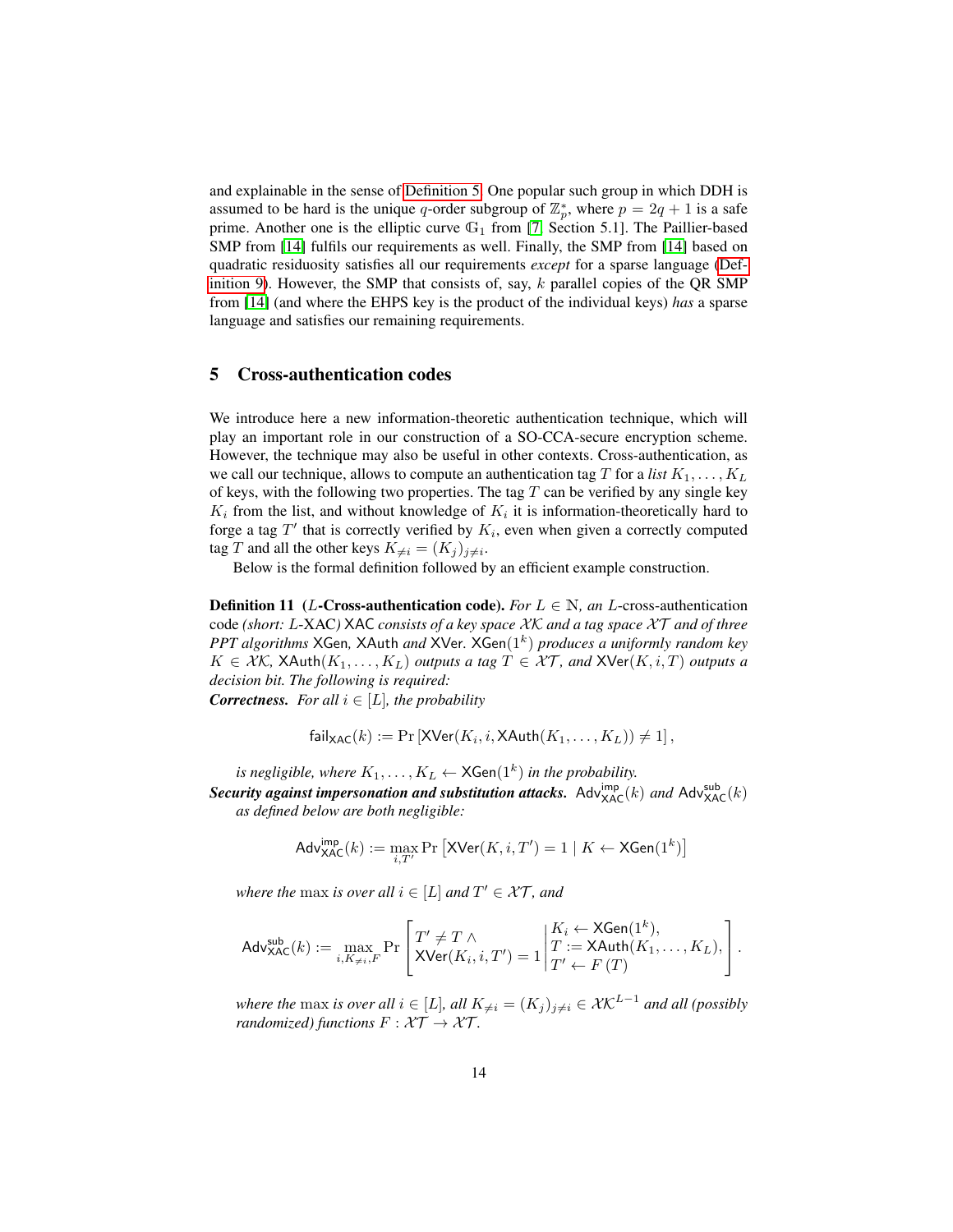and explainable in the sense of Definition 5. One popular such group in which DDH is assumed to be hard is the unique $q$-order subgroup of $\mathbb{Z}_p^*$, where $p = 2q + 1$ is a safe prime. Another one is the elliptic curve $\mathbb{G}_1$ from [7, Section 5.1]. The Paillier-based SMP from [14] fulfils our requirements as well. Finally, the SMP from [14] based on quadratic residuosity satisfies all our requirements *except* for a sparse language (Definition 9). However, the SMP that consists of, say, $k$ parallel copies of the QR SMP from [14] (and where the EHPS key is the product of the individual keys) *has* a sparse language and satisfies our remaining requirements.

## 5 Cross-authentication codes

We introduce here a new information-theoretic authentication technique, which will play an important role in our construction of a SO-CCA-secure encryption scheme. However, the technique may also be useful in other contexts. Cross-authentication, as we call our technique, allows to compute an authentication tag $T$ for a *list* $K_1, \ldots, K_L$ of keys, with the following two properties. The tag $T$ can be verified by any single key $K_i$ from the list, and without knowledge of $K_i$ it is information-theoretically hard to forge a tag $T'$ that is correctly verified by $K_i$, even when given a correctly computed tag $T$ and all the other keys $K_{\neq i} = (K_j)_{j \neq i}$.

Below is the formal definition followed by an efficient example construction.

**Definition 11** **($L$-Cross-authentication code).** *For $L \in \mathbb{N}$, an $L$-cross-authentication code (short: $L$-XAC) $\mathsf{XAC}$ consists of a key space $\mathcal{XK}$ and a tag space $\mathcal{XT}$ and of three PPT algorithms $\mathsf{XGen}$, $\mathsf{XAuth}$ and $\mathsf{XVer}$. $\mathsf{XGen}(1^k)$ produces a uniformly random key $K \in \mathcal{XK}$, $\mathsf{XAuth}(K_1, \ldots, K_L)$ outputs a tag $T \in \mathcal{XT}$, and $\mathsf{XVer}(K, i, T)$ outputs a decision bit. The following is required:*

***Correctness.*** *For all $i \in [L]$, the probability*

$$\mathsf{fail}_{\mathsf{XAC}}(k) := \Pr\left[\mathsf{XVer}(K_i, i, \mathsf{XAuth}(K_1, \ldots, K_L)) \neq 1\right],$$

*is negligible, where $K_1, \ldots, K_L \leftarrow \mathsf{XGen}(1^k)$ in the probability.*

***Security against impersonation and substitution attacks.*** *$\mathsf{Adv}^{\mathsf{imp}}_{\mathsf{XAC}}(k)$ and $\mathsf{Adv}^{\mathsf{sub}}_{\mathsf{XAC}}(k)$ as defined below are both negligible:*

$$\mathsf{Adv}^{\mathsf{imp}}_{\mathsf{XAC}}(k) := \max_{i, T'} \Pr\left[\mathsf{XVer}(K, i, T') = 1 \mid K \leftarrow \mathsf{XGen}(1^k)\right]$$

*where the $\max$ is over all $i \in [L]$ and $T' \in \mathcal{XT}$, and*

$$\mathsf{Adv}^{\mathsf{sub}}_{\mathsf{XAC}}(k) := \max_{i, K_{\neq i}, F} \Pr\left[\begin{array}{l} T' \neq T \,\wedge \\ \mathsf{XVer}(K_i, i, T') = 1 \end{array} \middle| \begin{array}{l} K_i \leftarrow \mathsf{XGen}(1^k), \\ T := \mathsf{XAuth}(K_1, \ldots, K_L), \\ T' \leftarrow F(T) \end{array}\right].$$

*where the $\max$ is over all $i \in [L]$, all $K_{\neq i} = (K_j)_{j \neq i} \in \mathcal{XK}^{L-1}$ and all (possibly randomized) functions $F : \mathcal{XT} \to \mathcal{XT}$.*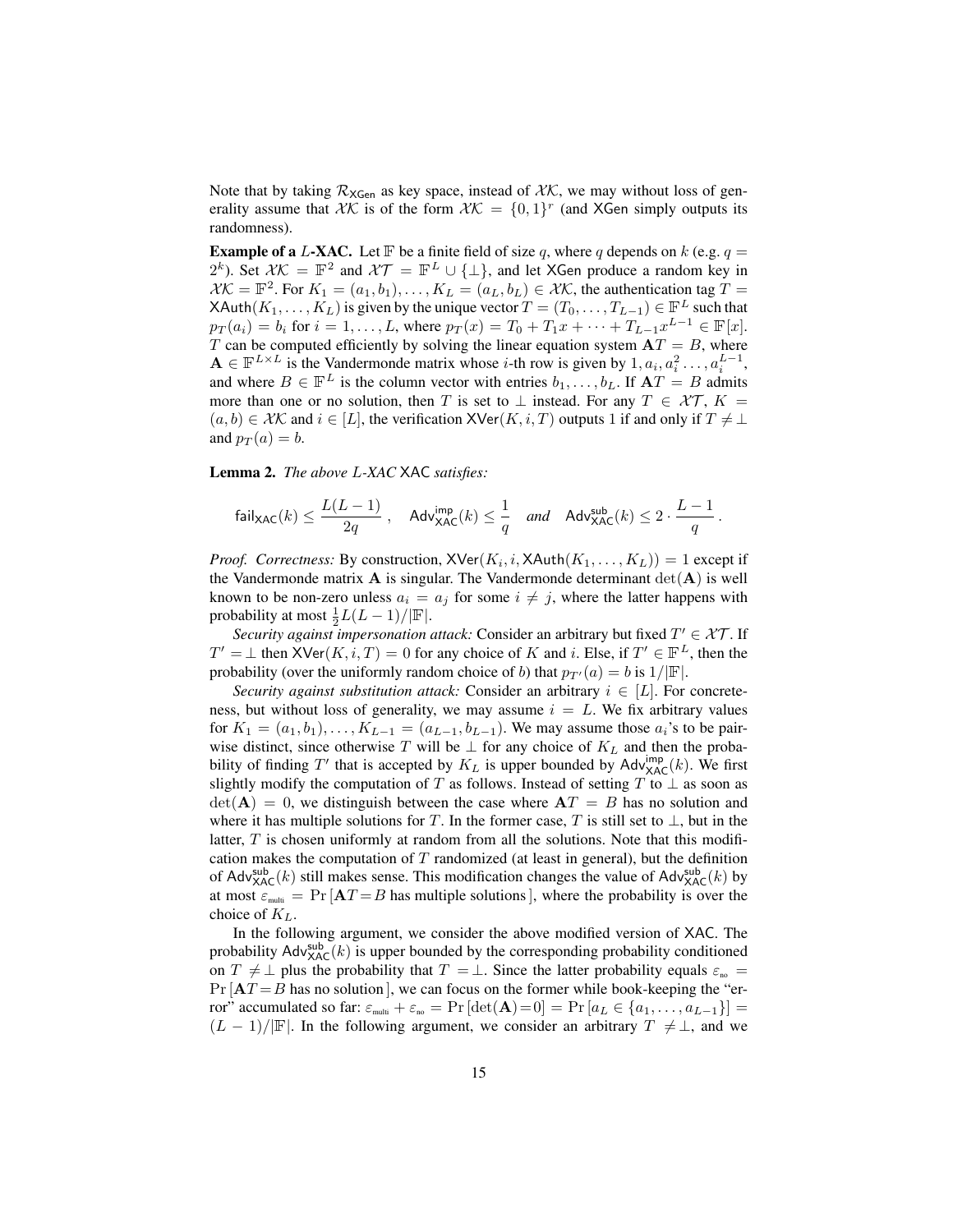Note that by taking $\mathcal{R}_{\mathsf{XGen}}$ as key space, instead of $\mathcal{XK}$, we may without loss of generality assume that $\mathcal{XK}$ is of the form $\mathcal{XK} = \{0,1\}^r$ (and $\mathsf{XGen}$ simply outputs its randomness).

**Example of a $L$-XAC.** Let $\mathbb{F}$ be a finite field of size $q$, where $q$ depends on $k$ (e.g. $q = 2^k$). Set $\mathcal{XK} = \mathbb{F}^2$ and $\mathcal{XT} = \mathbb{F}^L \cup \{\bot\}$, and let $\mathsf{XGen}$ produce a random key in $\mathcal{XK} = \mathbb{F}^2$. For $K_1 = (a_1, b_1), \ldots, K_L = (a_L, b_L) \in \mathcal{XK}$, the authentication tag $T = \mathsf{XAuth}(K_1, \ldots, K_L)$ is given by the unique vector $T = (T_0, \ldots, T_{L-1}) \in \mathbb{F}^L$ such that $p_T(a_i) = b_i$ for $i = 1, \ldots, L$, where $p_T(x) = T_0 + T_1 x + \cdots + T_{L-1} x^{L-1} \in \mathbb{F}[x]$. $T$ can be computed efficiently by solving the linear equation system $\mathbf{A}T = B$, where $\mathbf{A} \in \mathbb{F}^{L \times L}$ is the Vandermonde matrix whose $i$-th row is given by $1, a_i, a_i^2 \ldots, a_i^{L-1}$, and where $B \in \mathbb{F}^L$ is the column vector with entries $b_1, \ldots, b_L$. If $\mathbf{A}T = B$ admits more than one or no solution, then $T$ is set to $\bot$ instead. For any $T \in \mathcal{XT}$, $K = (a,b) \in \mathcal{XK}$ and $i \in [L]$, the verification $\mathsf{XVer}(K, i, T)$ outputs 1 if and only if $T \neq \bot$ and $p_T(a) = b$.

**Lemma 2.** *The above $L$-XAC $\mathsf{XAC}$ satisfies:*

$$\mathsf{fail}_{\mathsf{XAC}}(k) \leq \frac{L(L-1)}{2q}\,, \quad \mathsf{Adv}^{\mathsf{imp}}_{\mathsf{XAC}}(k) \leq \frac{1}{q} \quad \text{and} \quad \mathsf{Adv}^{\mathsf{sub}}_{\mathsf{XAC}}(k) \leq 2 \cdot \frac{L-1}{q}\,.$$

*Proof. Correctness:* By construction, $\mathsf{XVer}(K_i, i, \mathsf{XAuth}(K_1, \ldots, K_L)) = 1$ except if the Vandermonde matrix $\mathbf{A}$ is singular. The Vandermonde determinant $\det(\mathbf{A})$ is well known to be non-zero unless $a_i = a_j$ for some $i \neq j$, where the latter happens with probability at most $\frac{1}{2}L(L-1)/|\mathbb{F}|$.

*Security against impersonation attack:* Consider an arbitrary but fixed $T' \in \mathcal{XT}$. If $T' = \bot$ then $\mathsf{XVer}(K, i, T) = 0$ for any choice of $K$ and $i$. Else, if $T' \in \mathbb{F}^L$, then the probability (over the uniformly random choice of $b$) that $p_{T'}(a) = b$ is $1/|\mathbb{F}|$.

*Security against substitution attack:* Consider an arbitrary $i \in [L]$. For concreteness, but without loss of generality, we may assume $i = L$. We fix arbitrary values for $K_1 = (a_1, b_1), \ldots, K_{L-1} = (a_{L-1}, b_{L-1})$. We may assume those $a_i$'s to be pairwise distinct, since otherwise $T$ will be $\bot$ for any choice of $K_L$ and then the probability of finding $T'$ that is accepted by $K_L$ is upper bounded by $\mathsf{Adv}^{\mathsf{imp}}_{\mathsf{XAC}}(k)$. We first slightly modify the computation of $T$ as follows. Instead of setting $T$ to $\bot$ as soon as $\det(\mathbf{A}) = 0$, we distinguish between the case where $\mathbf{A}T = B$ has no solution and where it has multiple solutions for $T$. In the former case, $T$ is still set to $\bot$, but in the latter, $T$ is chosen uniformly at random from all the solutions. Note that this modification makes the computation of $T$ randomized (at least in general), but the definition of $\mathsf{Adv}^{\mathsf{sub}}_{\mathsf{XAC}}(k)$ still makes sense. This modification changes the value of $\mathsf{Adv}^{\mathsf{sub}}_{\mathsf{XAC}}(k)$ by at most $\varepsilon_{\text{multi}} = \Pr[\mathbf{A}T = B \text{ has multiple solutions}]$, where the probability is over the choice of $K_L$.

In the following argument, we consider the above modified version of $\mathsf{XAC}$. The probability $\mathsf{Adv}^{\mathsf{sub}}_{\mathsf{XAC}}(k)$ is upper bounded by the corresponding probability conditioned on $T \neq \bot$ plus the probability that $T = \bot$. Since the latter probability equals $\varepsilon_{\text{no}} = \Pr[\mathbf{A}T = B \text{ has no solution}]$, we can focus on the former while book-keeping the "error" accumulated so far: $\varepsilon_{\text{multi}} + \varepsilon_{\text{no}} = \Pr[\det(\mathbf{A}) = 0] = \Pr[a_L \in \{a_1, \ldots, a_{L-1}\}] = (L-1)/|\mathbb{F}|$. In the following argument, we consider an arbitrary $T \neq \bot$, and we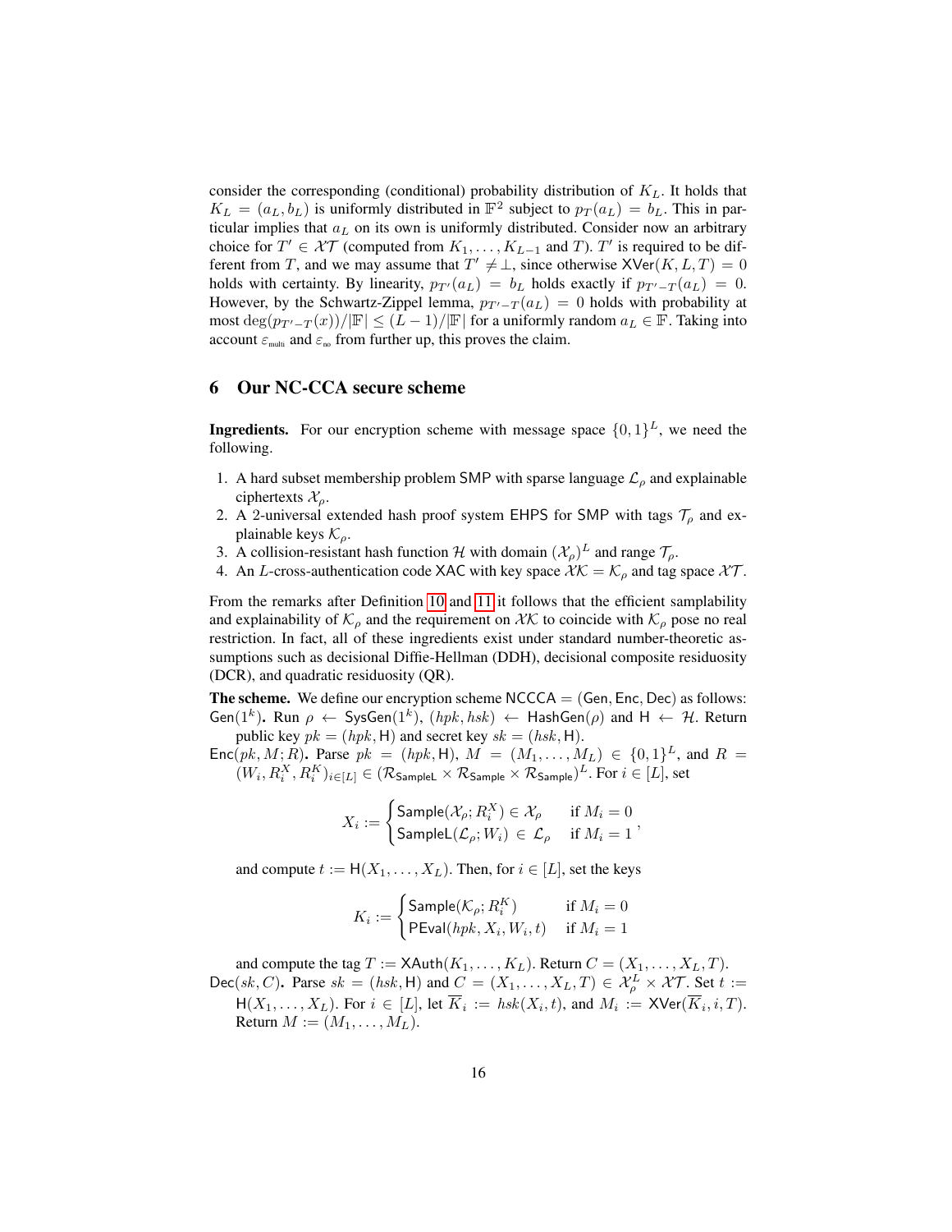consider the corresponding (conditional) probability distribution of $K_L$. It holds that $K_L = (a_L, b_L)$ is uniformly distributed in $\mathbb{F}^2$ subject to $p_T(a_L) = b_L$. This in particular implies that $a_L$ on its own is uniformly distributed. Consider now an arbitrary choice for $T' \in \mathcal{XT}$ (computed from $K_1, \ldots, K_{L-1}$ and $T$). $T'$ is required to be different from $T$, and we may assume that $T' \neq \perp$, since otherwise $\mathsf{XVer}(K, L, T) = 0$ holds with certainty. By linearity, $p_{T'}(a_L) = b_L$ holds exactly if $p_{T'-T}(a_L) = 0$. However, by the Schwartz-Zippel lemma, $p_{T'-T}(a_L) = 0$ holds with probability at most $\deg(p_{T'-T}(x))/|\mathbb{F}| \leq (L-1)/|\mathbb{F}|$ for a uniformly random $a_L \in \mathbb{F}$. Taking into account $\varepsilon_{\text{multi}}$ and $\varepsilon_{\text{no}}$ from further up, this proves the claim.

## 6 Our NC-CCA secure scheme

**Ingredients.** For our encryption scheme with message space $\{0,1\}^L$, we need the following.

1. A hard subset membership problem $\mathsf{SMP}$ with sparse language $\mathcal{L}_\rho$ and explainable ciphertexts $\mathcal{X}_\rho$.
2. A 2-universal extended hash proof system $\mathsf{EHPS}$ for $\mathsf{SMP}$ with tags $\mathcal{T}_\rho$ and explainable keys $\mathcal{K}_\rho$.
3. A collision-resistant hash function $\mathcal{H}$ with domain $(\mathcal{X}_\rho)^L$ and range $\mathcal{T}_\rho$.
4. An $L$-cross-authentication code $\mathsf{XAC}$ with key space $\mathcal{XK} = \mathcal{K}_\rho$ and tag space $\mathcal{XT}$.

From the remarks after Definition 10 and 11 it follows that the efficient samplability and explainability of $\mathcal{K}_\rho$ and the requirement on $\mathcal{XK}$ to coincide with $\mathcal{K}_\rho$ pose no real restriction. In fact, all of these ingredients exist under standard number-theoretic assumptions such as decisional Diffie-Hellman (DDH), decisional composite residuosity (DCR), and quadratic residuosity (QR).

**The scheme.** We define our encryption scheme $\mathsf{NCCCA} = (\mathsf{Gen}, \mathsf{Enc}, \mathsf{Dec})$ as follows:

$\mathsf{Gen}(1^k)$**.** Run $\rho \leftarrow \mathsf{SysGen}(1^k)$, $(hpk, hsk) \leftarrow \mathsf{HashGen}(\rho)$ and $\mathsf{H} \leftarrow \mathcal{H}$. Return public key $pk = (hpk, \mathsf{H})$ and secret key $sk = (hsk, \mathsf{H})$.

$\mathsf{Enc}(pk, M; R)$**.** Parse $pk = (hpk, \mathsf{H})$, $M = (M_1, \ldots, M_L) \in \{0,1\}^L$, and $R = (W_i, R_i^X, R_i^K)_{i \in [L]} \in (\mathcal{R}_{\mathsf{SampleL}} \times \mathcal{R}_{\mathsf{Sample}} \times \mathcal{R}_{\mathsf{Sample}})^L$. For $i \in [L]$, set

$$X_i := \begin{cases} \mathsf{Sample}(\mathcal{X}_\rho; R_i^X) \in \mathcal{X}_\rho & \text{if } M_i = 0 \\ \mathsf{SampleL}(\mathcal{L}_\rho; W_i) \in \mathcal{L}_\rho & \text{if } M_i = 1 \end{cases},$$

and compute $t := \mathsf{H}(X_1, \ldots, X_L)$. Then, for $i \in [L]$, set the keys

$$K_i := \begin{cases} \mathsf{Sample}(\mathcal{K}_\rho; R_i^K) & \text{if } M_i = 0 \\ \mathsf{PEval}(hpk, X_i, W_i, t) & \text{if } M_i = 1 \end{cases}$$

and compute the tag $T := \mathsf{XAuth}(K_1, \ldots, K_L)$. Return $C = (X_1, \ldots, X_L, T)$.

$\mathsf{Dec}(sk, C)$**.** Parse $sk = (hsk, \mathsf{H})$ and $C = (X_1, \ldots, X_L, T) \in \mathcal{X}_\rho^L \times \mathcal{XT}$. Set $t := \mathsf{H}(X_1, \ldots, X_L)$. For $i \in [L]$, let $\overline{K}_i := hsk(X_i, t)$, and $M_i := \mathsf{XVer}(\overline{K}_i, i, T)$. Return $M := (M_1, \ldots, M_L)$.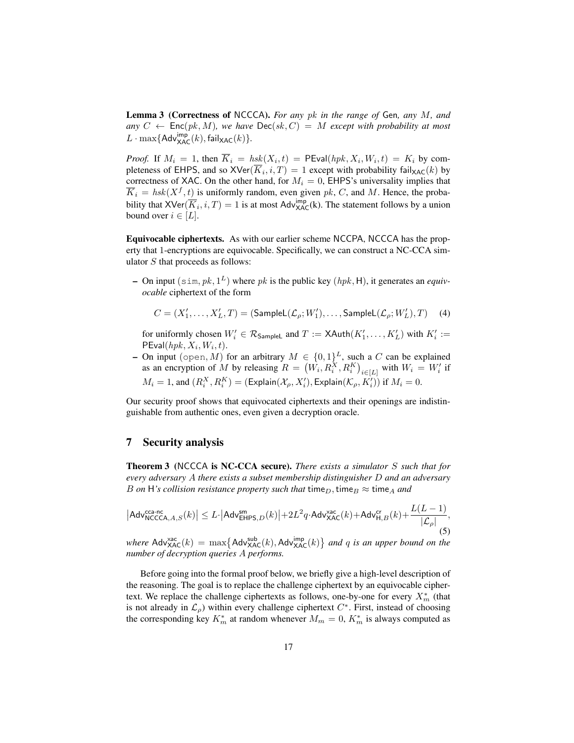**Lemma 3 (Correctness of NCCCA).** *For any $pk$ in the range of* Gen*, any $M$, and any $C \leftarrow \mathsf{Enc}(pk, M)$, we have $\mathsf{Dec}(sk, C) = M$ except with probability at most $L \cdot \max\{\mathsf{Adv}^{\mathsf{imp}}_{\mathsf{XAC}}(k), \mathsf{fail}_{\mathsf{XAC}}(k)\}$.*

*Proof.* If $M_i = 1$, then $\overline{K}_i = hsk(X_i, t) = \mathsf{PEval}(hpk, X_i, W_i, t) = K_i$ by completeness of EHPS, and so $\mathsf{XVer}(\overline{K}_i, i, T) = 1$ except with probability $\mathsf{fail}_{\mathsf{XAC}}(k)$ by correctness of XAC. On the other hand, for $M_i = 0$, EHPS's universality implies that $\overline{K}_i = hsk(X^f, t)$ is uniformly random, even given $pk$, $C$, and $M$. Hence, the probability that $\mathsf{XVer}(\overline{K}_i, i, T) = 1$ is at most $\mathsf{Adv}^{\mathsf{imp}}_{\mathsf{XAC}}(\mathrm{k})$. The statement follows by a union bound over $i \in [L]$.

**Equivocable ciphertexts.** As with our earlier scheme NCCPA, NCCCA has the property that 1-encryptions are equivocable. Specifically, we can construct a NC-CCA simulator $S$ that proceeds as follows:

- On input $(\mathtt{sim}, pk, 1^L)$ where $pk$ is the public key $(hpk, \mathsf{H})$, it generates an *equivocable* ciphertext of the form

$$C = (X'_1, \dots, X'_L, T) = (\mathsf{SampleL}(\mathcal{L}_\rho; W'_1), \dots, \mathsf{SampleL}(\mathcal{L}_\rho; W'_L), T) \tag{4}$$

  for uniformly chosen $W'_i \in \mathcal{R}_{\mathsf{SampleL}}$ and $T := \mathsf{XAuth}(K'_1, \dots, K'_L)$ with $K'_i := \mathsf{PEval}(hpk, X_i, W_i, t)$.
- On input $(\mathtt{open}, M)$ for an arbitrary $M \in \{0,1\}^L$, such a $C$ can be explained as an encryption of $M$ by releasing $R = \left(W_i, R^X_i, R^K_i\right)_{i \in [L]}$ with $W_i = W'_i$ if $M_i = 1$, and $(R^X_i, R^K_i) = (\mathsf{Explain}(\mathcal{X}_\rho, X'_i), \mathsf{Explain}(\mathcal{K}_\rho, K'_i))$ if $M_i = 0$.

Our security proof shows that equivocated ciphertexts and their openings are indistinguishable from authentic ones, even given a decryption oracle.

## 7 Security analysis

**Theorem 3 (NCCCA is NC-CCA secure).** *There exists a simulator $S$ such that for every adversary $A$ there exists a subset membership distinguisher $D$ and an adversary $B$ on* H*'s collision resistance property such that $\mathsf{time}_D, \mathsf{time}_B \approx \mathsf{time}_A$ and*

$$\left|\mathsf{Adv}^{\mathsf{cca\text{-}nc}}_{\mathsf{NCCCA},A,S}(k)\right| \leq L \cdot \left|\mathsf{Adv}^{\mathsf{sm}}_{\mathsf{EHPS},D}(k)\right| + 2L^2 q \cdot \mathsf{Adv}^{\mathsf{xac}}_{\mathsf{XAC}}(k) + \mathsf{Adv}^{\mathsf{cr}}_{\mathsf{H},B}(k) + \frac{L(L-1)}{|\mathcal{L}_\rho|}, \tag{5}$$

*where $\mathsf{Adv}^{\mathsf{xac}}_{\mathsf{XAC}}(k) = \max\left\{\mathsf{Adv}^{\mathsf{sub}}_{\mathsf{XAC}}(k), \mathsf{Adv}^{\mathsf{imp}}_{\mathsf{XAC}}(k)\right\}$ and $q$ is an upper bound on the number of decryption queries $A$ performs.*

Before going into the formal proof below, we briefly give a high-level description of the reasoning. The goal is to replace the challenge ciphertext by an equivocable ciphertext. We replace the challenge ciphertexts as follows, one-by-one for every $X^*_m$ (that is not already in $\mathcal{L}_\rho$) within every challenge ciphertext $C^*$. First, instead of choosing the corresponding key $K^*_m$ at random whenever $M_m = 0$, $K^*_m$ is always computed as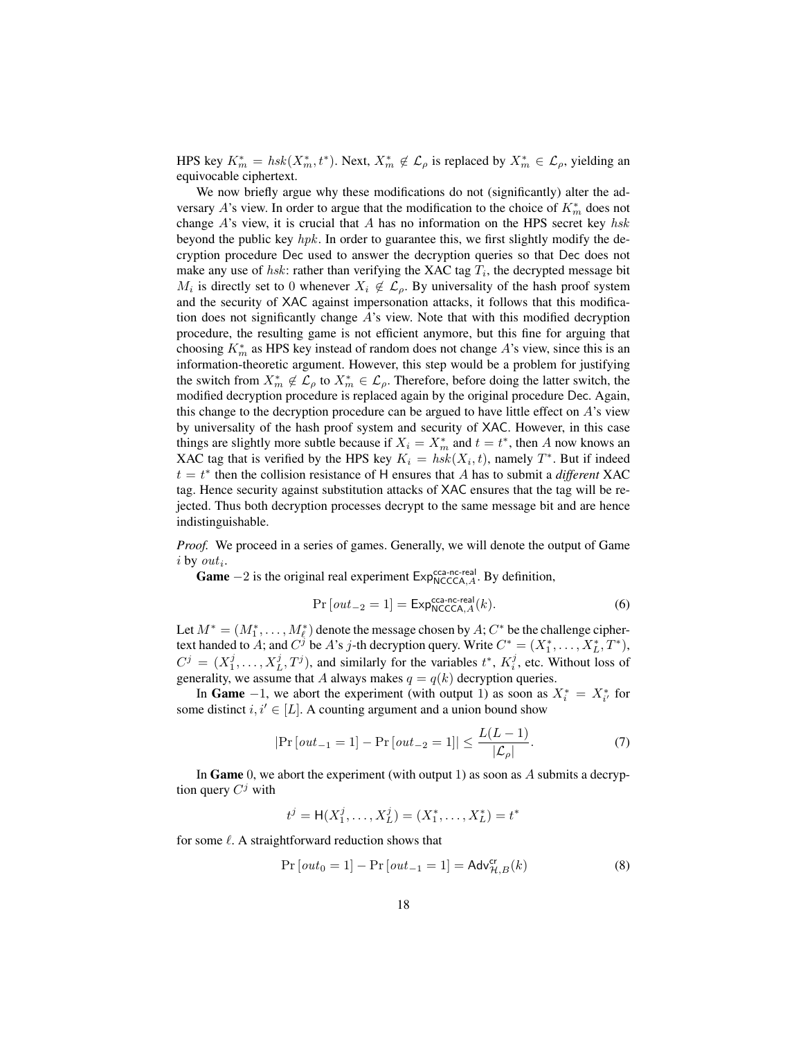HPS key $K_m^* = hsk(X_m^*, t^*)$. Next, $X_m^* \notin \mathcal{L}_\rho$ is replaced by $X_m^* \in \mathcal{L}_\rho$, yielding an equivocable ciphertext.

We now briefly argue why these modifications do not (significantly) alter the adversary $A$'s view. In order to argue that the modification to the choice of $K_m^*$ does not change $A$'s view, it is crucial that $A$ has no information on the HPS secret key $hsk$ beyond the public key $hpk$. In order to guarantee this, we first slightly modify the decryption procedure $\mathsf{Dec}$ used to answer the decryption queries so that $\mathsf{Dec}$ does not make any use of $hsk$: rather than verifying the XAC tag $T_i$, the decrypted message bit $M_i$ is directly set to 0 whenever $X_i \notin \mathcal{L}_\rho$. By universality of the hash proof system and the security of XAC against impersonation attacks, it follows that this modification does not significantly change $A$'s view. Note that with this modified decryption procedure, the resulting game is not efficient anymore, but this fine for arguing that choosing $K_m^*$ as HPS key instead of random does not change $A$'s view, since this is an information-theoretic argument. However, this step would be a problem for justifying the switch from $X_m^* \notin \mathcal{L}_\rho$ to $X_m^* \in \mathcal{L}_\rho$. Therefore, before doing the latter switch, the modified decryption procedure is replaced again by the original procedure $\mathsf{Dec}$. Again, this change to the decryption procedure can be argued to have little effect on $A$'s view by universality of the hash proof system and security of XAC. However, in this case things are slightly more subtle because if $X_i = X_m^*$ and $t = t^*$, then $A$ now knows an XAC tag that is verified by the HPS key $K_i = hsk(X_i, t)$, namely $T^*$. But if indeed $t = t^*$ then the collision resistance of $\mathsf{H}$ ensures that $A$ has to submit a *different* XAC tag. Hence security against substitution attacks of XAC ensures that the tag will be rejected. Thus both decryption processes decrypt to the same message bit and are hence indistinguishable.

*Proof.* We proceed in a series of games. Generally, we will denote the output of Game $i$ by $out_i$.

**Game** $-2$ is the original real experiment $\mathsf{Exp}^{\mathsf{cca\text{-}nc\text{-}real}}_{\mathsf{NCCCA},A}$. By definition,

$$\Pr[out_{-2} = 1] = \mathsf{Exp}^{\mathsf{cca\text{-}nc\text{-}real}}_{\mathsf{NCCCA},A}(k). \tag{6}$$

Let $M^* = (M_1^*, \ldots, M_\ell^*)$ denote the message chosen by $A$; $C^*$ be the challenge ciphertext handed to $A$; and $C^j$ be $A$'s $j$-th decryption query. Write $C^* = (X_1^*, \ldots, X_L^*, T^*)$, $C^j = (X_1^j, \ldots, X_L^j, T^j)$, and similarly for the variables $t^*$, $K_i^j$, etc. Without loss of generality, we assume that $A$ always makes $q = q(k)$ decryption queries.

In **Game** $-1$, we abort the experiment (with output 1) as soon as $X_i^* = X_{i'}^*$ for some distinct $i, i' \in [L]$. A counting argument and a union bound show

$$|\Pr[out_{-1} = 1] - \Pr[out_{-2} = 1]| \leq \frac{L(L-1)}{|\mathcal{L}_\rho|}. \tag{7}$$

In **Game** 0, we abort the experiment (with output 1) as soon as $A$ submits a decryption query $C^j$ with

$$t^j = \mathsf{H}(X_1^j, \ldots, X_L^j) = (X_1^*, \ldots, X_L^*) = t^*$$

for some $\ell$. A straightforward reduction shows that

$$\Pr[out_0 = 1] - \Pr[out_{-1} = 1] = \mathsf{Adv}^{\mathsf{cr}}_{\mathcal{H},B}(k) \tag{8}$$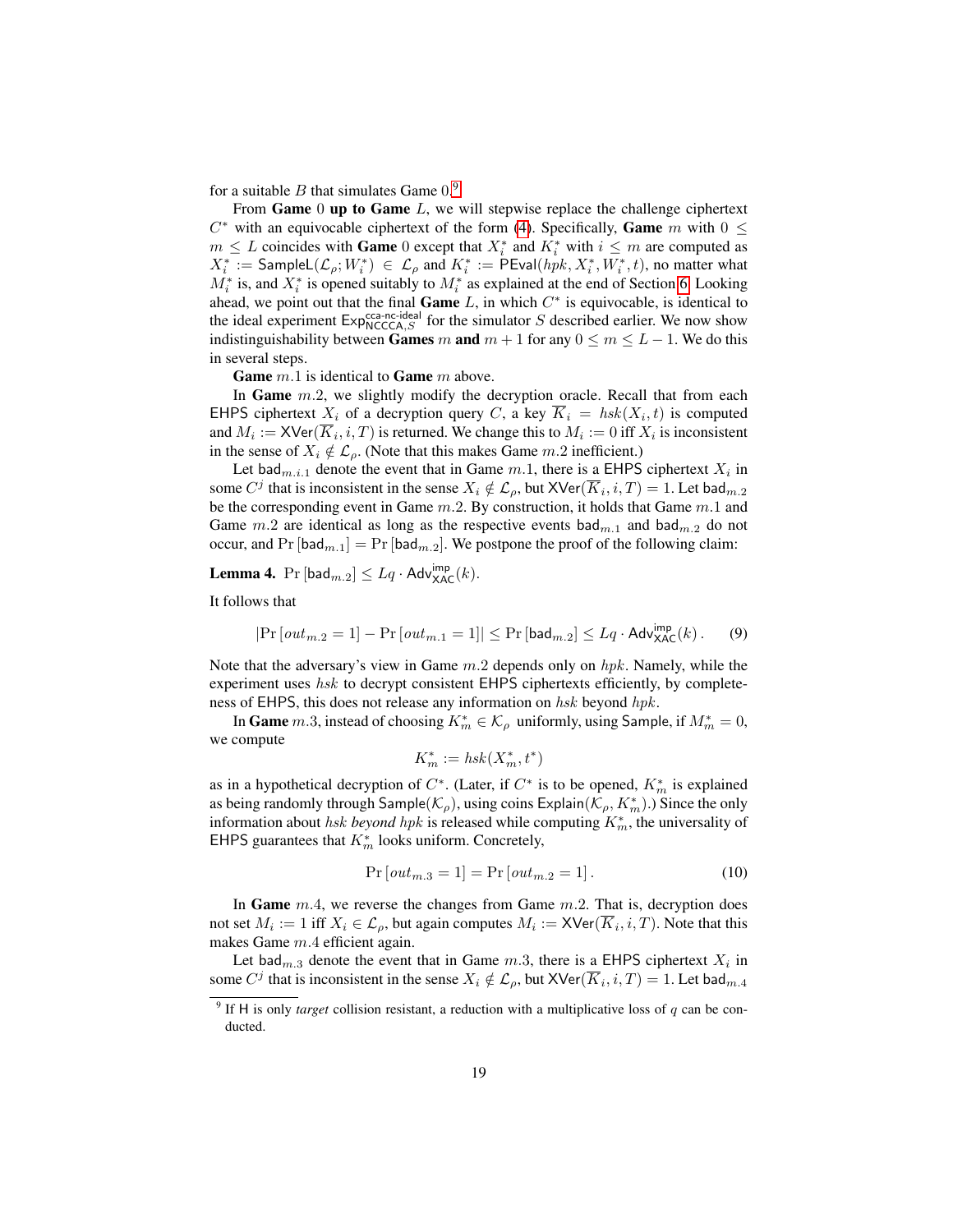for a suitable $B$ that simulates Game 0.[9]

From **Game** 0 **up to Game** $L$, we will stepwise replace the challenge ciphertext $C^*$ with an equivocable ciphertext of the form (4). Specifically, **Game** $m$ with $0 \leq m \leq L$ coincides with **Game** 0 except that $X_i^*$ and $K_i^*$ with $i \leq m$ are computed as $X_i^* := \mathsf{SampleL}(\mathcal{L}_\rho; W_i^*) \in \mathcal{L}_\rho$ and $K_i^* := \mathsf{PEval}(hpk, X_i^*, W_i^*, t)$, no matter what $M_i^*$ is, and $X_i^*$ is opened suitably to $M_i^*$ as explained at the end of Section 6. Looking ahead, we point out that the final **Game** $L$, in which $C^*$ is equivocable, is identical to the ideal experiment $\mathsf{Exp}^{\mathsf{cca\text{-}nc\text{-}ideal}}_{\mathsf{NCCCA},S}$ for the simulator $S$ described earlier. We now show indistinguishability between **Games** $m$ **and** $m+1$ for any $0 \leq m \leq L-1$. We do this in several steps.

**Game** $m.1$ is identical to **Game** $m$ above.

In **Game** $m.2$, we slightly modify the decryption oracle. Recall that from each $\mathsf{EHPS}$ ciphertext $X_i$ of a decryption query $C$, a key $\overline{K}_i = hsk(X_i, t)$ is computed and $M_i := \mathsf{XVer}(\overline{K}_i, i, T)$ is returned. We change this to $M_i := 0$ iff $X_i$ is inconsistent in the sense of $X_i \notin \mathcal{L}_\rho$. (Note that this makes Game $m.2$ inefficient.)

Let $\mathsf{bad}_{m.i.1}$ denote the event that in Game $m.1$, there is a $\mathsf{EHPS}$ ciphertext $X_i$ in some $C^j$ that is inconsistent in the sense $X_i \notin \mathcal{L}_\rho$, but $\mathsf{XVer}(\overline{K}_i, i, T) = 1$. Let $\mathsf{bad}_{m.2}$ be the corresponding event in Game $m.2$. By construction, it holds that Game $m.1$ and Game $m.2$ are identical as long as the respective events $\mathsf{bad}_{m.1}$ and $\mathsf{bad}_{m.2}$ do not occur, and $\Pr[\mathsf{bad}_{m.1}] = \Pr[\mathsf{bad}_{m.2}]$. We postpone the proof of the following claim:

**Lemma 4.** $\Pr[\mathsf{bad}_{m.2}] \leq Lq \cdot \mathsf{Adv}^{\mathsf{imp}}_{\mathsf{XAC}}(k)$.

It follows that

$$|\Pr[out_{m.2} = 1] - \Pr[out_{m.1} = 1]| \leq \Pr[\mathsf{bad}_{m.2}] \leq Lq \cdot \mathsf{Adv}^{\mathsf{imp}}_{\mathsf{XAC}}(k)\,. \qquad (9)$$

Note that the adversary's view in Game $m.2$ depends only on $hpk$. Namely, while the experiment uses $hsk$ to decrypt consistent $\mathsf{EHPS}$ ciphertexts efficiently, by completeness of $\mathsf{EHPS}$, this does not release any information on $hsk$ beyond $hpk$.

In **Game** $m.3$, instead of choosing $K_m^* \in \mathcal{K}_\rho$ uniformly, using $\mathsf{Sample}$, if $M_m^* = 0$, we compute

$$K_m^* := hsk(X_m^*, t^*)$$

as in a hypothetical decryption of $C^*$. (Later, if $C^*$ is to be opened, $K_m^*$ is explained as being randomly through $\mathsf{Sample}(\mathcal{K}_\rho)$, using coins $\mathsf{Explain}(\mathcal{K}_\rho, K_m^*)$.) Since the only information about $hsk$ *beyond* $hpk$ is released while computing $K_m^*$, the universality of $\mathsf{EHPS}$ guarantees that $K_m^*$ looks uniform. Concretely,

$$\Pr[out_{m.3} = 1] = \Pr[out_{m.2} = 1]\,. \qquad (10)$$

In **Game** $m.4$, we reverse the changes from Game $m.2$. That is, decryption does not set $M_i := 1$ iff $X_i \in \mathcal{L}_\rho$, but again computes $M_i := \mathsf{XVer}(\overline{K}_i, i, T)$. Note that this makes Game $m.4$ efficient again.

Let $\mathsf{bad}_{m.3}$ denote the event that in Game $m.3$, there is a $\mathsf{EHPS}$ ciphertext $X_i$ in some $C^j$ that is inconsistent in the sense $X_i \notin \mathcal{L}_\rho$, but $\mathsf{XVer}(\overline{K}_i, i, T) = 1$. Let $\mathsf{bad}_{m.4}$

[9] If $\mathsf{H}$ is only *target* collision resistant, a reduction with a multiplicative loss of $q$ can be conducted.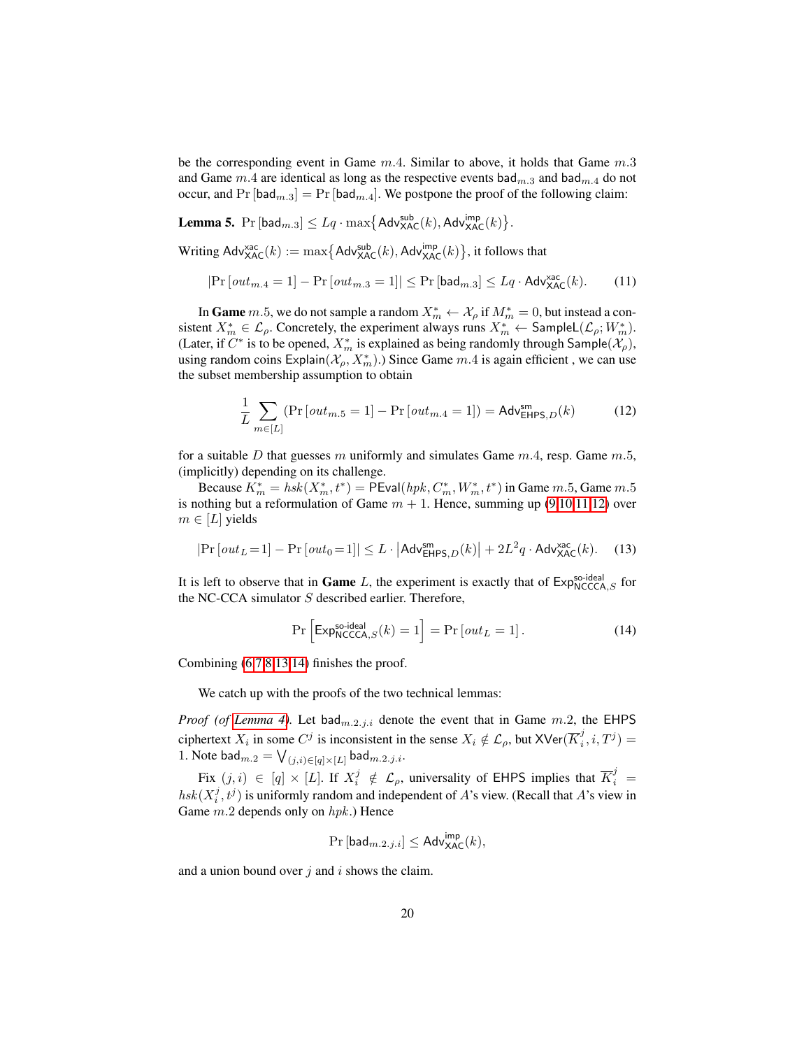be the corresponding event in Game $m.4$. Similar to above, it holds that Game $m.3$ and Game $m.4$ are identical as long as the respective events $\mathsf{bad}_{m.3}$ and $\mathsf{bad}_{m.4}$ do not occur, and $\Pr[\mathsf{bad}_{m.3}] = \Pr[\mathsf{bad}_{m.4}]$. We postpone the proof of the following claim:

**Lemma 5.** $\Pr[\mathsf{bad}_{m.3}] \leq Lq \cdot \max\{\mathsf{Adv}^{\mathsf{sub}}_{\mathsf{XAC}}(k), \mathsf{Adv}^{\mathsf{imp}}_{\mathsf{XAC}}(k)\}$.

Writing $\mathsf{Adv}^{\mathsf{xac}}_{\mathsf{XAC}}(k) := \max\{\mathsf{Adv}^{\mathsf{sub}}_{\mathsf{XAC}}(k), \mathsf{Adv}^{\mathsf{imp}}_{\mathsf{XAC}}(k)\}$, it follows that

$$|\Pr[out_{m.4} = 1] - \Pr[out_{m.3} = 1]| \leq \Pr[\mathsf{bad}_{m.3}] \leq Lq \cdot \mathsf{Adv}^{\mathsf{xac}}_{\mathsf{XAC}}(k). \tag{11}$$

In **Game** $m.5$, we do not sample a random $X^*_m \leftarrow \mathcal{X}_\rho$ if $M^*_m = 0$, but instead a consistent $X^*_m \in \mathcal{L}_\rho$. Concretely, the experiment always runs $X^*_m \leftarrow \mathsf{SampleL}(\mathcal{L}_\rho; W^*_m)$. (Later, if $C^*$ is to be opened, $X^*_m$ is explained as being randomly through $\mathsf{Sample}(\mathcal{X}_\rho)$, using random coins $\mathsf{Explain}(\mathcal{X}_\rho, X^*_m)$.) Since Game $m.4$ is again efficient , we can use the subset membership assumption to obtain

$$\frac{1}{L}\sum_{m\in[L]} (\Pr[out_{m.5} = 1] - \Pr[out_{m.4} = 1]) = \mathsf{Adv}^{\mathsf{sm}}_{\mathsf{EHPS},D}(k) \tag{12}$$

for a suitable $D$ that guesses $m$ uniformly and simulates Game $m.4$, resp. Game $m.5$, (implicitly) depending on its challenge.

Because $K^*_m = hsk(X^*_m, t^*) = \mathsf{PEval}(hpk, C^*_m, W^*_m, t^*)$ in Game $m.5$, Game $m.5$ is nothing but a reformulation of Game $m+1$. Hence, summing up (9,10,11,12) over $m \in [L]$ yields

$$|\Pr[out_L = 1] - \Pr[out_0 = 1]| \leq L \cdot \left|\mathsf{Adv}^{\mathsf{sm}}_{\mathsf{EHPS},D}(k)\right| + 2L^2 q \cdot \mathsf{Adv}^{\mathsf{xac}}_{\mathsf{XAC}}(k). \tag{13}$$

It is left to observe that in **Game** $L$, the experiment is exactly that of $\mathsf{Exp}^{\mathsf{so\text{-}ideal}}_{\mathsf{NCCCA},S}$ for the NC-CCA simulator $S$ described earlier. Therefore,

$$\Pr\left[\mathsf{Exp}^{\mathsf{so\text{-}ideal}}_{\mathsf{NCCCA},S}(k) = 1\right] = \Pr[out_L = 1]. \tag{14}$$

Combining (6,7,8,13,14) finishes the proof.

We catch up with the proofs of the two technical lemmas:

*Proof (of Lemma 4).* Let $\mathsf{bad}_{m.2.j.i}$ denote the event that in Game $m.2$, the EHPS ciphertext $X_i$ in some $C^j$ is inconsistent in the sense $X_i \notin \mathcal{L}_\rho$, but $\mathsf{XVer}(\overline{K}^j_i, i, T^j) = 1$. Note $\mathsf{bad}_{m.2} = \bigvee_{(j,i)\in[q]\times[L]} \mathsf{bad}_{m.2.j.i}$.

Fix $(j,i) \in [q] \times [L]$. If $X^j_i \notin \mathcal{L}_\rho$, universality of EHPS implies that $\overline{K}^j_i = hsk(X^j_i, t^j)$ is uniformly random and independent of $A$'s view. (Recall that $A$'s view in Game $m.2$ depends only on $hpk$.) Hence

$$\Pr[\mathsf{bad}_{m.2.j.i}] \leq \mathsf{Adv}^{\mathsf{imp}}_{\mathsf{XAC}}(k),$$

and a union bound over $j$ and $i$ shows the claim.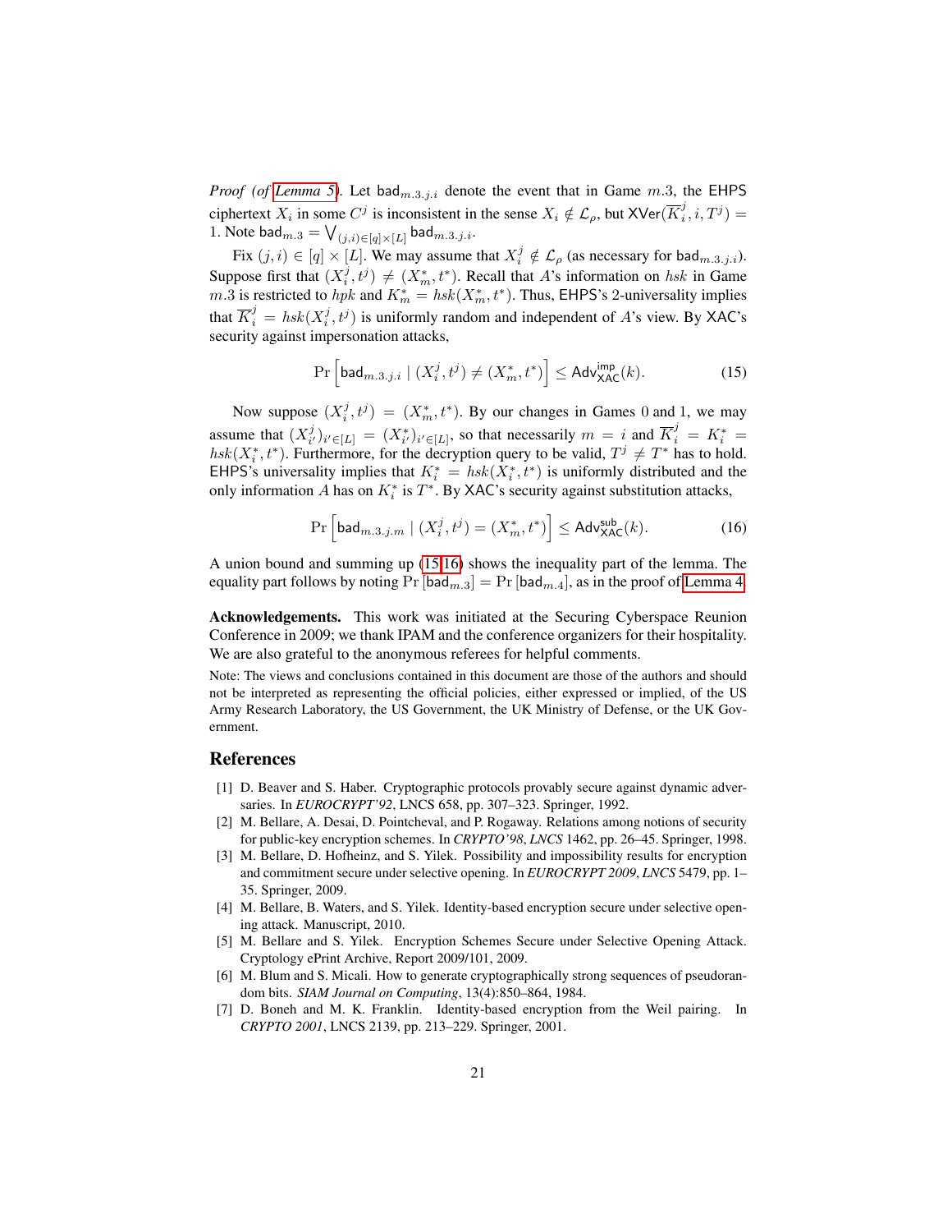*Proof (of Lemma 5).* Let $\mathsf{bad}_{m.3.j.i}$ denote the event that in Game $m.3$, the EHPS ciphertext $X_i$ in some $C^j$ is inconsistent in the sense $X_i \notin \mathcal{L}_\rho$, but $\mathsf{XVer}(\overline{K}_i^j, i, T^j) = 1$. Note $\mathsf{bad}_{m.3} = \bigvee_{(j,i)\in[q]\times[L]} \mathsf{bad}_{m.3.j.i}$.

Fix $(j,i) \in [q] \times [L]$. We may assume that $X_i^j \notin \mathcal{L}_\rho$ (as necessary for $\mathsf{bad}_{m.3.j.i}$). Suppose first that $(X_i^j, t^j) \neq (X_m^*, t^*)$. Recall that $A$'s information on $hsk$ in Game $m.3$ is restricted to $hpk$ and $K_m^* = hsk(X_m^*, t^*)$. Thus, EHPS's 2-universality implies that $\overline{K}_i^j = hsk(X_i^j, t^j)$ is uniformly random and independent of $A$'s view. By XAC's security against impersonation attacks,

$$\Pr\left[\mathsf{bad}_{m.3.j.i} \mid (X_i^j, t^j) \neq (X_m^*, t^*)\right] \leq \mathsf{Adv}^{\mathsf{imp}}_{\mathsf{XAC}}(k). \tag{15}$$

Now suppose $(X_i^j, t^j) = (X_m^*, t^*)$. By our changes in Games 0 and 1, we may assume that $(X_{i'}^j)_{i'\in[L]} = (X_{i'}^*)_{i'\in[L]}$, so that necessarily $m = i$ and $\overline{K}_i^j = K_i^* = hsk(X_i^*, t^*)$. Furthermore, for the decryption query to be valid, $T^j \neq T^*$ has to hold. EHPS's universality implies that $K_i^* = hsk(X_i^*, t^*)$ is uniformly distributed and the only information $A$ has on $K_i^*$ is $T^*$. By XAC's security against substitution attacks,

$$\Pr\left[\mathsf{bad}_{m.3.j.m} \mid (X_i^j, t^j) = (X_m^*, t^*)\right] \leq \mathsf{Adv}^{\mathsf{sub}}_{\mathsf{XAC}}(k). \tag{16}$$

A union bound and summing up (15,16) shows the inequality part of the lemma. The equality part follows by noting $\Pr[\mathsf{bad}_{m.3}] = \Pr[\mathsf{bad}_{m.4}]$, as in the proof of Lemma 4.

**Acknowledgements.** This work was initiated at the Securing Cyberspace Reunion Conference in 2009; we thank IPAM and the conference organizers for their hospitality. We are also grateful to the anonymous referees for helpful comments.

Note: The views and conclusions contained in this document are those of the authors and should not be interpreted as representing the official policies, either expressed or implied, of the US Army Research Laboratory, the US Government, the UK Ministry of Defense, or the UK Government.

## References

1. D. Beaver and S. Haber. Cryptographic protocols provably secure against dynamic adversaries. In *EUROCRYPT'92*, LNCS 658, pp. 307–323. Springer, 1992.
2. M. Bellare, A. Desai, D. Pointcheval, and P. Rogaway. Relations among notions of security for public-key encryption schemes. In *CRYPTO'98*, *LNCS* 1462, pp. 26–45. Springer, 1998.
3. M. Bellare, D. Hofheinz, and S. Yilek. Possibility and impossibility results for encryption and commitment secure under selective opening. In *EUROCRYPT 2009*, *LNCS* 5479, pp. 1–35. Springer, 2009.
4. M. Bellare, B. Waters, and S. Yilek. Identity-based encryption secure under selective opening attack. Manuscript, 2010.
5. M. Bellare and S. Yilek. Encryption Schemes Secure under Selective Opening Attack. Cryptology ePrint Archive, Report 2009/101, 2009.
6. M. Blum and S. Micali. How to generate cryptographically strong sequences of pseudorandom bits. *SIAM Journal on Computing*, 13(4):850–864, 1984.
7. D. Boneh and M. K. Franklin. Identity-based encryption from the Weil pairing. In *CRYPTO 2001*, LNCS 2139, pp. 213–229. Springer, 2001.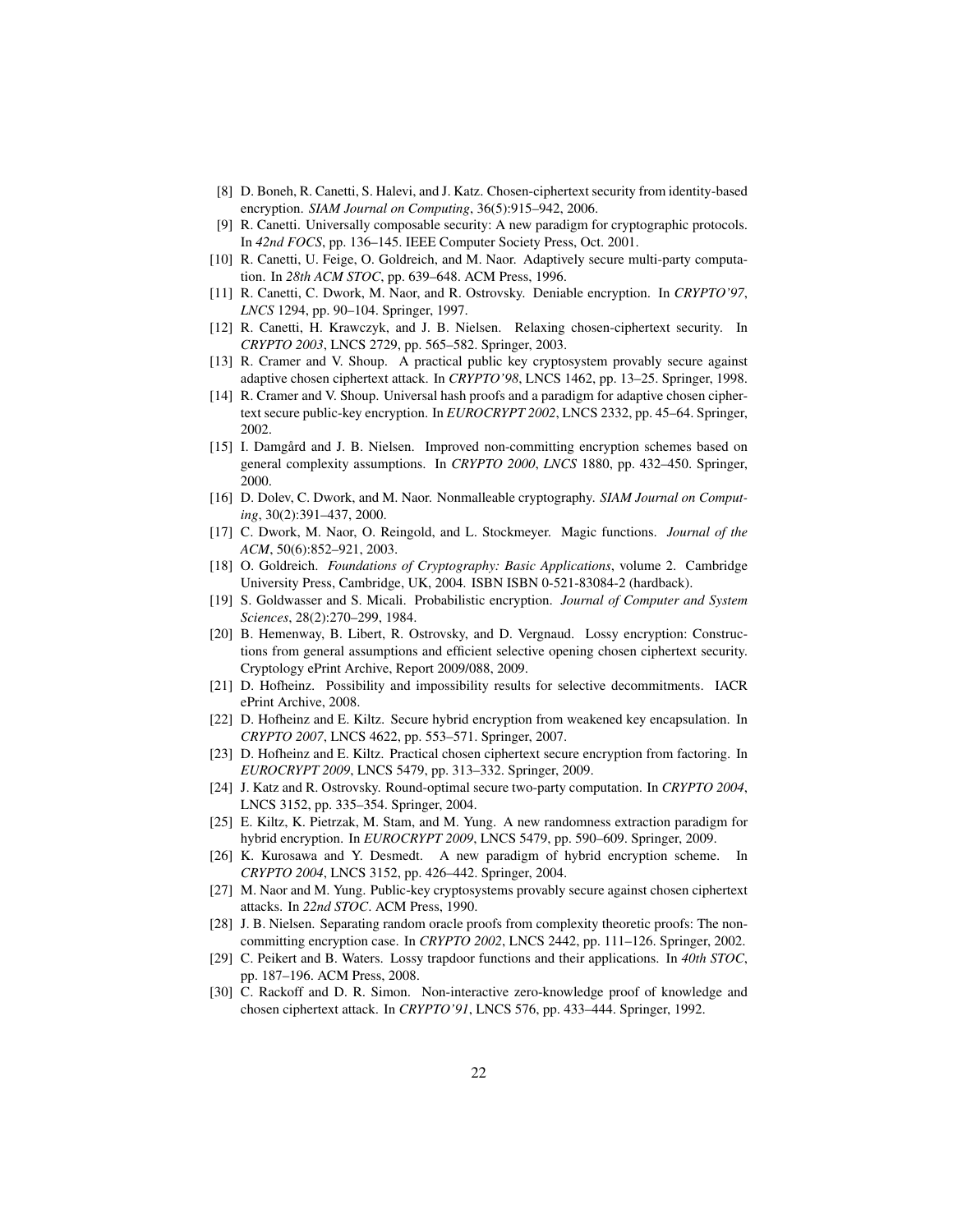[8] D. Boneh, R. Canetti, S. Halevi, and J. Katz. Chosen-ciphertext security from identity-based encryption. *SIAM Journal on Computing*, 36(5):915–942, 2006.

[9] R. Canetti. Universally composable security: A new paradigm for cryptographic protocols. In *42nd FOCS*, pp. 136–145. IEEE Computer Society Press, Oct. 2001.

[10] R. Canetti, U. Feige, O. Goldreich, and M. Naor. Adaptively secure multi-party computation. In *28th ACM STOC*, pp. 639–648. ACM Press, 1996.

[11] R. Canetti, C. Dwork, M. Naor, and R. Ostrovsky. Deniable encryption. In *CRYPTO'97*, *LNCS* 1294, pp. 90–104. Springer, 1997.

[12] R. Canetti, H. Krawczyk, and J. B. Nielsen. Relaxing chosen-ciphertext security. In *CRYPTO 2003*, LNCS 2729, pp. 565–582. Springer, 2003.

[13] R. Cramer and V. Shoup. A practical public key cryptosystem provably secure against adaptive chosen ciphertext attack. In *CRYPTO'98*, LNCS 1462, pp. 13–25. Springer, 1998.

[14] R. Cramer and V. Shoup. Universal hash proofs and a paradigm for adaptive chosen ciphertext secure public-key encryption. In *EUROCRYPT 2002*, LNCS 2332, pp. 45–64. Springer, 2002.

[15] I. Damgård and J. B. Nielsen. Improved non-committing encryption schemes based on general complexity assumptions. In *CRYPTO 2000*, *LNCS* 1880, pp. 432–450. Springer, 2000.

[16] D. Dolev, C. Dwork, and M. Naor. Nonmalleable cryptography. *SIAM Journal on Computing*, 30(2):391–437, 2000.

[17] C. Dwork, M. Naor, O. Reingold, and L. Stockmeyer. Magic functions. *Journal of the ACM*, 50(6):852–921, 2003.

[18] O. Goldreich. *Foundations of Cryptography: Basic Applications*, volume 2. Cambridge University Press, Cambridge, UK, 2004. ISBN ISBN 0-521-83084-2 (hardback).

[19] S. Goldwasser and S. Micali. Probabilistic encryption. *Journal of Computer and System Sciences*, 28(2):270–299, 1984.

[20] B. Hemenway, B. Libert, R. Ostrovsky, and D. Vergnaud. Lossy encryption: Constructions from general assumptions and efficient selective opening chosen ciphertext security. Cryptology ePrint Archive, Report 2009/088, 2009.

[21] D. Hofheinz. Possibility and impossibility results for selective decommitments. IACR ePrint Archive, 2008.

[22] D. Hofheinz and E. Kiltz. Secure hybrid encryption from weakened key encapsulation. In *CRYPTO 2007*, LNCS 4622, pp. 553–571. Springer, 2007.

[23] D. Hofheinz and E. Kiltz. Practical chosen ciphertext secure encryption from factoring. In *EUROCRYPT 2009*, LNCS 5479, pp. 313–332. Springer, 2009.

[24] J. Katz and R. Ostrovsky. Round-optimal secure two-party computation. In *CRYPTO 2004*, LNCS 3152, pp. 335–354. Springer, 2004.

[25] E. Kiltz, K. Pietrzak, M. Stam, and M. Yung. A new randomness extraction paradigm for hybrid encryption. In *EUROCRYPT 2009*, LNCS 5479, pp. 590–609. Springer, 2009.

[26] K. Kurosawa and Y. Desmedt. A new paradigm of hybrid encryption scheme. In *CRYPTO 2004*, LNCS 3152, pp. 426–442. Springer, 2004.

[27] M. Naor and M. Yung. Public-key cryptosystems provably secure against chosen ciphertext attacks. In *22nd STOC*. ACM Press, 1990.

[28] J. B. Nielsen. Separating random oracle proofs from complexity theoretic proofs: The non-committing encryption case. In *CRYPTO 2002*, LNCS 2442, pp. 111–126. Springer, 2002.

[29] C. Peikert and B. Waters. Lossy trapdoor functions and their applications. In *40th STOC*, pp. 187–196. ACM Press, 2008.

[30] C. Rackoff and D. R. Simon. Non-interactive zero-knowledge proof of knowledge and chosen ciphertext attack. In *CRYPTO'91*, LNCS 576, pp. 433–444. Springer, 1992.